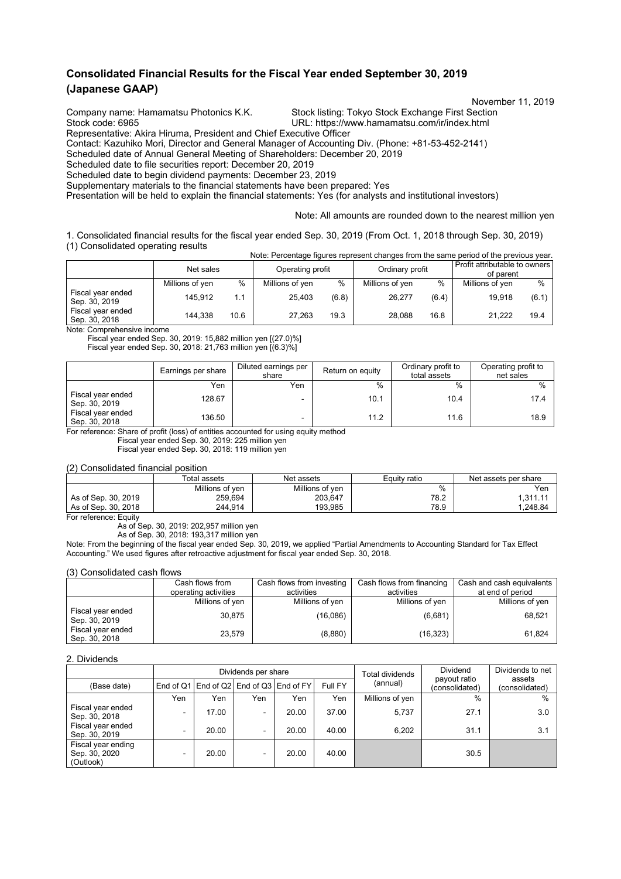# Consolidated Financial Results for the Fiscal Year ended September 30, 2019 (Japanese GAAP)

November 11, 2019

Company name: Hamamatsu Photonics K.K. Stock listing: Tokyo Stock Exchange First Section
Stock code: 6965 URL: https://www.hamamatsu.com/ir/index.html
Representative: Akira Hiruma, President and Chief Executive Officer
Contact: Kazuhiko Mori, Director and General Manager of Accounting Div. (Phone: +81-53-452-2141)
Scheduled date of Annual General Meeting of Shareholders: December 20, 2019
Scheduled date to file securities report: December 20, 2019
Scheduled date to begin dividend payments: December 23, 2019
Supplementary materials to the financial statements have been prepared: Yes
Presentation will be held to explain the financial statements: Yes (for analysts and institutional investors)

Note: All amounts are rounded down to the nearest million yen

1. Consolidated financial results for the fiscal year ended Sep. 30, 2019 (From Oct. 1, 2018 through Sep. 30, 2019)

(1) Consolidated operating results

Note: Percentage figures represent changes from the same period of the previous year.

| | Net sales | | Operating profit | | Ordinary profit | | Profit attributable to owners of parent | |
|---|---|---|---|---|---|---|---|---|
| | Millions of yen | % | Millions of yen | % | Millions of yen | % | Millions of yen | % |
| Fiscal year ended Sep. 30, 2019 | 145,912 | 1.1 | 25,403 | (6.8) | 26,277 | (6.4) | 19,918 | (6.1) |
| Fiscal year ended Sep. 30, 2018 | 144,338 | 10.6 | 27,263 | 19.3 | 28,088 | 16.8 | 21,222 | 19.4 |

Note: Comprehensive income
Fiscal year ended Sep. 30, 2019: 15,882 million yen [(27.0)%]
Fiscal year ended Sep. 30, 2018: 21,763 million yen [(6.3)%]

| | Earnings per share | Diluted earnings per share | Return on equity | Ordinary profit to total assets | Operating profit to net sales |
|---|---|---|---|---|---|
| | Yen | Yen | % | % | % |
| Fiscal year ended Sep. 30, 2019 | 128.67 | - | 10.1 | 10.4 | 17.4 |
| Fiscal year ended Sep. 30, 2018 | 136.50 | - | 11.2 | 11.6 | 18.9 |

For reference: Share of profit (loss) of entities accounted for using equity method
Fiscal year ended Sep. 30, 2019: 225 million yen
Fiscal year ended Sep. 30, 2018: 119 million yen

(2) Consolidated financial position

| | Total assets | Net assets | Equity ratio | Net assets per share |
|---|---|---|---|---|
| | Millions of yen | Millions of yen | % | Yen |
| As of Sep. 30, 2019 | 259,694 | 203,647 | 78.2 | 1,311.11 |
| As of Sep. 30, 2018 | 244,914 | 193,985 | 78.9 | 1,248.84 |

For reference: Equity
As of Sep. 30, 2019: 202,957 million yen
As of Sep. 30, 2018: 193,317 million yen

Note: From the beginning of the fiscal year ended Sep. 30, 2019, we applied "Partial Amendments to Accounting Standard for Tax Effect Accounting." We used figures after retroactive adjustment for fiscal year ended Sep. 30, 2018.

(3) Consolidated cash flows

| | Cash flows from operating activities | Cash flows from investing activities | Cash flows from financing activities | Cash and cash equivalents at end of period |
|---|---|---|---|---|
| | Millions of yen | Millions of yen | Millions of yen | Millions of yen |
| Fiscal year ended Sep. 30, 2019 | 30,875 | (16,086) | (6,681) | 68,521 |
| Fiscal year ended Sep. 30, 2018 | 23,579 | (8,880) | (16,323) | 61,824 |

2. Dividends

| | Dividends per share | | | | | Total dividends (annual) | Dividend payout ratio (consolidated) | Dividends to net assets (consolidated) |
|---|---|---|---|---|---|---|---|---|
| (Base date) | End of Q1 | End of Q2 | End of Q3 | End of FY | Full FY | | | |
| | Yen | Yen | Yen | Yen | Yen | Millions of yen | % | % |
| Fiscal year ended Sep. 30, 2018 | - | 17.00 | - | 20.00 | 37.00 | 5,737 | 27.1 | 3.0 |
| Fiscal year ended Sep. 30, 2019 | - | 20.00 | - | 20.00 | 40.00 | 6,202 | 31.1 | 3.1 |
| Fiscal year ending Sep. 30, 2020 (Outlook) | - | 20.00 | - | 20.00 | 40.00 | | 30.5 | |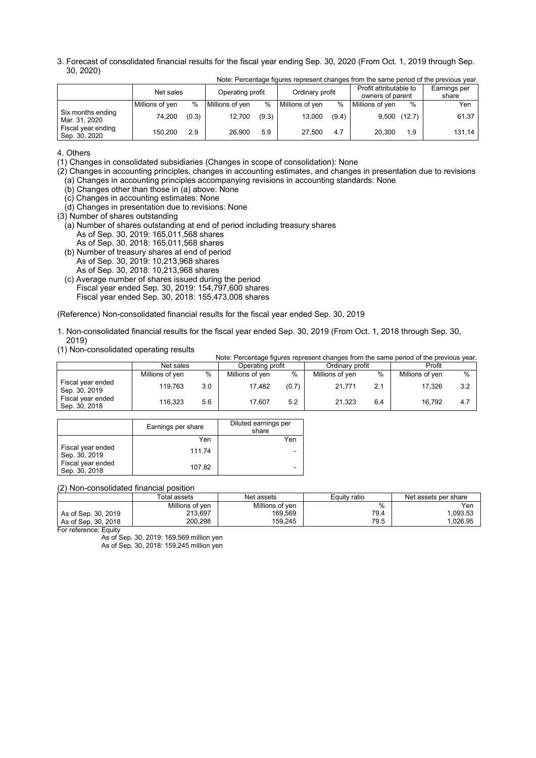3. Forecast of consolidated financial results for the fiscal year ending Sep. 30, 2020 (From Oct. 1, 2019 through Sep. 30, 2020)

Note: Percentage figures represent changes from the same period of the previous year.

| | Net sales | | Operating profit | | Ordinary profit | | Profit attributable to owners of parent | | Earnings per share |
|---|---|---|---|---|---|---|---|---|---|
| | Millions of yen | % | Millions of yen | % | Millions of yen | % | Millions of yen | % | Yen |
| Six months ending Mar. 31, 2020 | 74,200 | (0.3) | 12,700 | (9.3) | 13,000 | (9.4) | 9,500 | (12.7) | 61.37 |
| Fiscal year ending Sep. 30, 2020 | 150,200 | 2.9 | 26,900 | 5.9 | 27,500 | 4.7 | 20,300 | 1.9 | 131.14 |

4. Others

(1) Changes in consolidated subsidiaries (Changes in scope of consolidation): None

(2) Changes in accounting principles, changes in accounting estimates, and changes in presentation due to revisions
- (a) Changes in accounting principles accompanying revisions in accounting standards: None
- (b) Changes other than those in (a) above: None
- (c) Changes in accounting estimates: None
- (d) Changes in presentation due to revisions: None

(3) Number of shares outstanding
- (a) Number of shares outstanding at end of period including treasury shares
  - As of Sep. 30, 2019: 165,011,568 shares
  - As of Sep. 30, 2018: 165,011,568 shares
- (b) Number of treasury shares at end of period
  - As of Sep. 30, 2019: 10,213,968 shares
  - As of Sep. 30, 2018: 10,213,968 shares
- (c) Average number of shares issued during the period
  - Fiscal year ended Sep. 30, 2019: 154,797,600 shares
  - Fiscal year ended Sep. 30, 2018: 155,473,008 shares

(Reference) Non-consolidated financial results for the fiscal year ended Sep. 30, 2019

1. Non-consolidated financial results for the fiscal year ended Sep. 30, 2019 (From Oct. 1, 2018 through Sep. 30, 2019)

(1) Non-consolidated operating results

Note: Percentage figures represent changes from the same period of the previous year.

| | Net sales | | Operating profit | | Ordinary profit | | Profit | |
|---|---|---|---|---|---|---|---|---|
| | Millions of yen | % | Millions of yen | % | Millions of yen | % | Millions of yen | % |
| Fiscal year ended Sep. 30, 2019 | 119,763 | 3.0 | 17,482 | (0.7) | 21,771 | 2.1 | 17,326 | 3.2 |
| Fiscal year ended Sep. 30, 2018 | 116,323 | 5.6 | 17,607 | 5.2 | 21,323 | 6.4 | 16,792 | 4.7 |

| | Earnings per share | Diluted earnings per share |
|---|---|---|
| | Yen | Yen |
| Fiscal year ended Sep. 30, 2019 | 111.74 | - |
| Fiscal year ended Sep. 30, 2018 | 107.82 | - |

(2) Non-consolidated financial position

| | Total assets | Net assets | Equity ratio | Net assets per share |
|---|---|---|---|---|
| | Millions of yen | Millions of yen | % | Yen |
| As of Sep. 30, 2019 | 213,697 | 169,569 | 79.4 | 1,093.53 |
| As of Sep. 30, 2018 | 200,298 | 159,245 | 79.5 | 1,026.95 |

For reference: Equity
- As of Sep. 30, 2019: 169,569 million yen
- As of Sep. 30, 2018: 159,245 million yen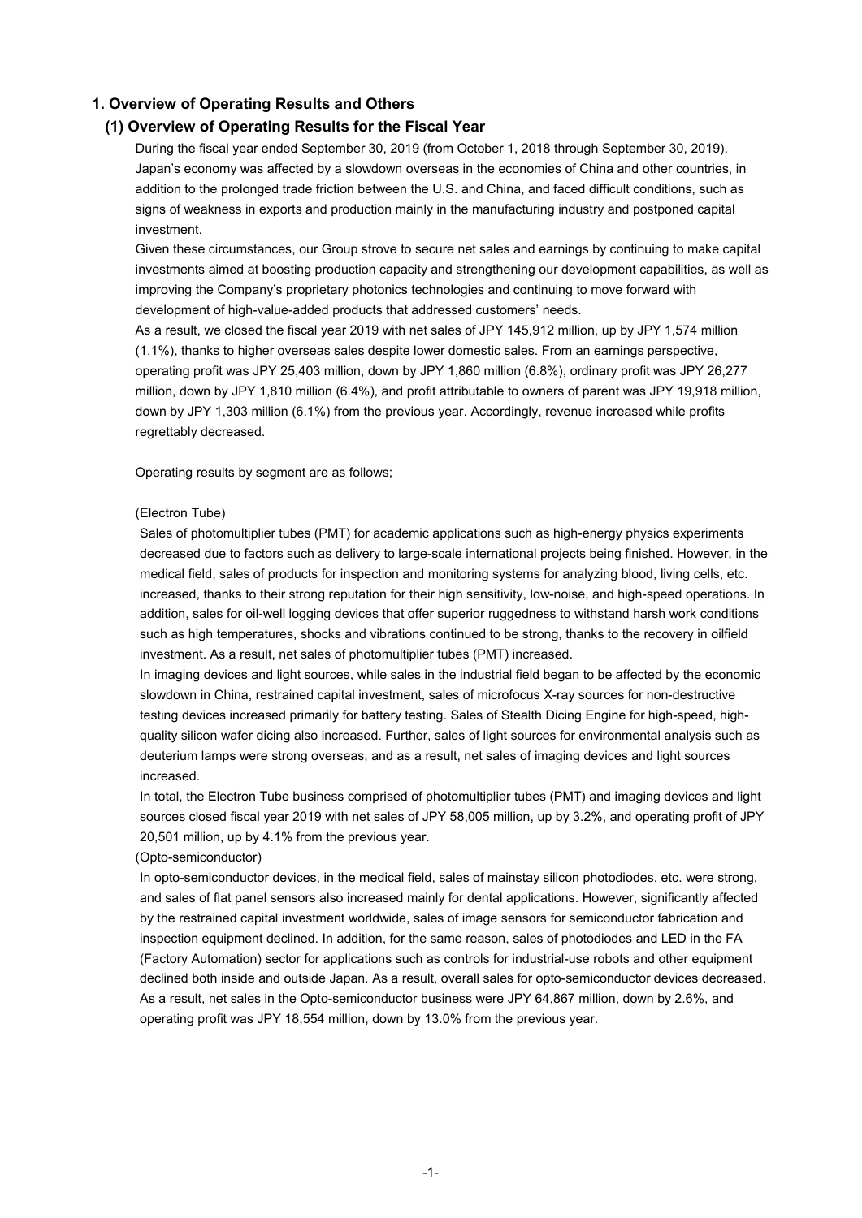# 1. Overview of Operating Results and Others

## (1) Overview of Operating Results for the Fiscal Year

During the fiscal year ended September 30, 2019 (from October 1, 2018 through September 30, 2019), Japan's economy was affected by a slowdown overseas in the economies of China and other countries, in addition to the prolonged trade friction between the U.S. and China, and faced difficult conditions, such as signs of weakness in exports and production mainly in the manufacturing industry and postponed capital investment.

Given these circumstances, our Group strove to secure net sales and earnings by continuing to make capital investments aimed at boosting production capacity and strengthening our development capabilities, as well as improving the Company's proprietary photonics technologies and continuing to move forward with development of high-value-added products that addressed customers' needs.

As a result, we closed the fiscal year 2019 with net sales of JPY 145,912 million, up by JPY 1,574 million (1.1%), thanks to higher overseas sales despite lower domestic sales. From an earnings perspective, operating profit was JPY 25,403 million, down by JPY 1,860 million (6.8%), ordinary profit was JPY 26,277 million, down by JPY 1,810 million (6.4%), and profit attributable to owners of parent was JPY 19,918 million, down by JPY 1,303 million (6.1%) from the previous year. Accordingly, revenue increased while profits regrettably decreased.

Operating results by segment are as follows;

(Electron Tube)

Sales of photomultiplier tubes (PMT) for academic applications such as high-energy physics experiments decreased due to factors such as delivery to large-scale international projects being finished. However, in the medical field, sales of products for inspection and monitoring systems for analyzing blood, living cells, etc. increased, thanks to their strong reputation for their high sensitivity, low-noise, and high-speed operations. In addition, sales for oil-well logging devices that offer superior ruggedness to withstand harsh work conditions such as high temperatures, shocks and vibrations continued to be strong, thanks to the recovery in oilfield investment. As a result, net sales of photomultiplier tubes (PMT) increased.

In imaging devices and light sources, while sales in the industrial field began to be affected by the economic slowdown in China, restrained capital investment, sales of microfocus X-ray sources for non-destructive testing devices increased primarily for battery testing. Sales of Stealth Dicing Engine for high-speed, high-quality silicon wafer dicing also increased. Further, sales of light sources for environmental analysis such as deuterium lamps were strong overseas, and as a result, net sales of imaging devices and light sources increased.

In total, the Electron Tube business comprised of photomultiplier tubes (PMT) and imaging devices and light sources closed fiscal year 2019 with net sales of JPY 58,005 million, up by 3.2%, and operating profit of JPY 20,501 million, up by 4.1% from the previous year.

(Opto-semiconductor)

In opto-semiconductor devices, in the medical field, sales of mainstay silicon photodiodes, etc. were strong, and sales of flat panel sensors also increased mainly for dental applications. However, significantly affected by the restrained capital investment worldwide, sales of image sensors for semiconductor fabrication and inspection equipment declined. In addition, for the same reason, sales of photodiodes and LED in the FA (Factory Automation) sector for applications such as controls for industrial-use robots and other equipment declined both inside and outside Japan. As a result, overall sales for opto-semiconductor devices decreased. As a result, net sales in the Opto-semiconductor business were JPY 64,867 million, down by 2.6%, and operating profit was JPY 18,554 million, down by 13.0% from the previous year.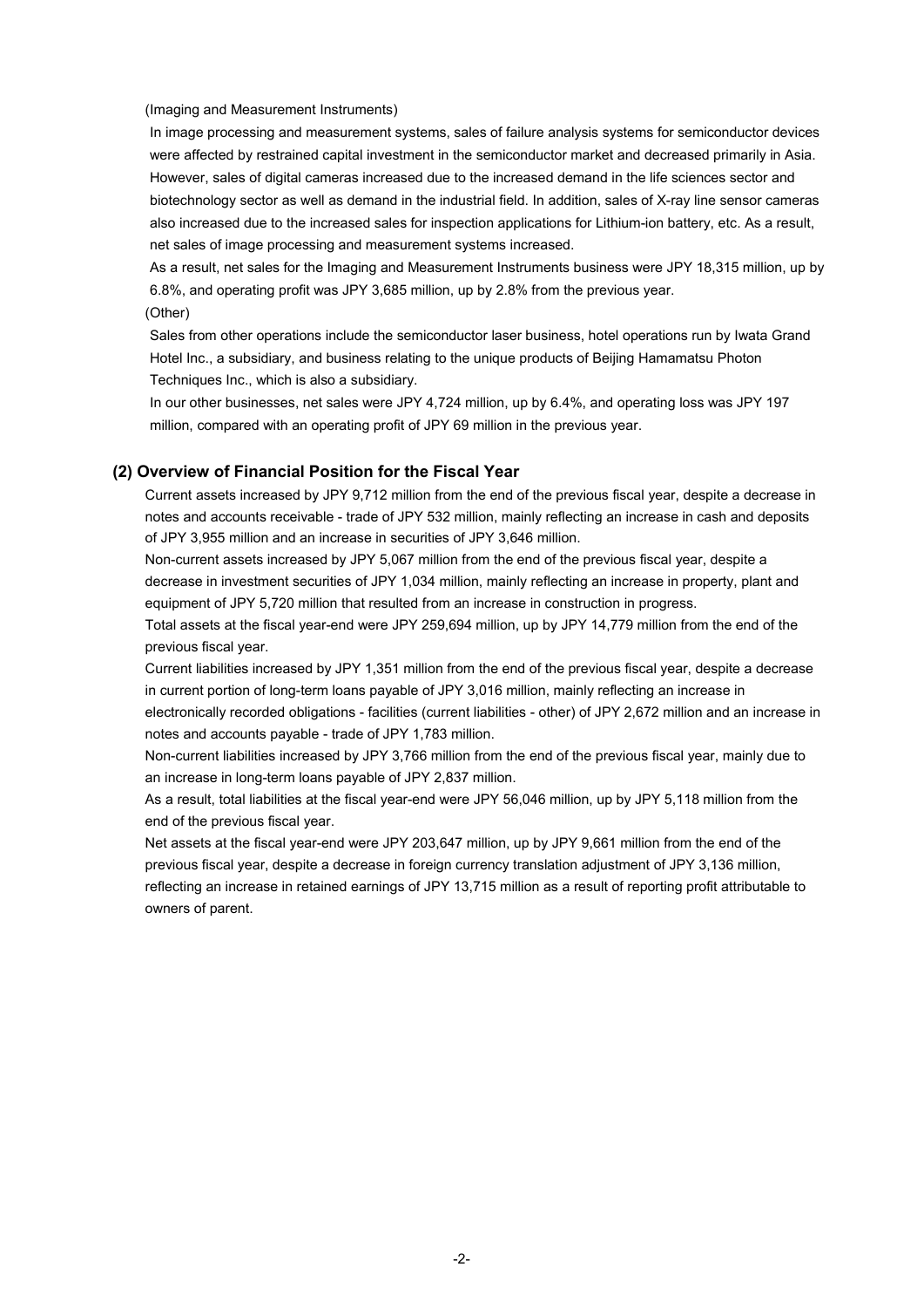(Imaging and Measurement Instruments)

In image processing and measurement systems, sales of failure analysis systems for semiconductor devices were affected by restrained capital investment in the semiconductor market and decreased primarily in Asia. However, sales of digital cameras increased due to the increased demand in the life sciences sector and biotechnology sector as well as demand in the industrial field. In addition, sales of X-ray line sensor cameras also increased due to the increased sales for inspection applications for Lithium-ion battery, etc. As a result, net sales of image processing and measurement systems increased.

As a result, net sales for the Imaging and Measurement Instruments business were JPY 18,315 million, up by 6.8%, and operating profit was JPY 3,685 million, up by 2.8% from the previous year.

(Other)

Sales from other operations include the semiconductor laser business, hotel operations run by Iwata Grand Hotel Inc., a subsidiary, and business relating to the unique products of Beijing Hamamatsu Photon Techniques Inc., which is also a subsidiary.

In our other businesses, net sales were JPY 4,724 million, up by 6.4%, and operating loss was JPY 197 million, compared with an operating profit of JPY 69 million in the previous year.

### (2) Overview of Financial Position for the Fiscal Year

Current assets increased by JPY 9,712 million from the end of the previous fiscal year, despite a decrease in notes and accounts receivable - trade of JPY 532 million, mainly reflecting an increase in cash and deposits of JPY 3,955 million and an increase in securities of JPY 3,646 million.

Non-current assets increased by JPY 5,067 million from the end of the previous fiscal year, despite a decrease in investment securities of JPY 1,034 million, mainly reflecting an increase in property, plant and equipment of JPY 5,720 million that resulted from an increase in construction in progress.

Total assets at the fiscal year-end were JPY 259,694 million, up by JPY 14,779 million from the end of the previous fiscal year.

Current liabilities increased by JPY 1,351 million from the end of the previous fiscal year, despite a decrease in current portion of long-term loans payable of JPY 3,016 million, mainly reflecting an increase in electronically recorded obligations - facilities (current liabilities - other) of JPY 2,672 million and an increase in notes and accounts payable - trade of JPY 1,783 million.

Non-current liabilities increased by JPY 3,766 million from the end of the previous fiscal year, mainly due to an increase in long-term loans payable of JPY 2,837 million.

As a result, total liabilities at the fiscal year-end were JPY 56,046 million, up by JPY 5,118 million from the end of the previous fiscal year.

Net assets at the fiscal year-end were JPY 203,647 million, up by JPY 9,661 million from the end of the previous fiscal year, despite a decrease in foreign currency translation adjustment of JPY 3,136 million, reflecting an increase in retained earnings of JPY 13,715 million as a result of reporting profit attributable to owners of parent.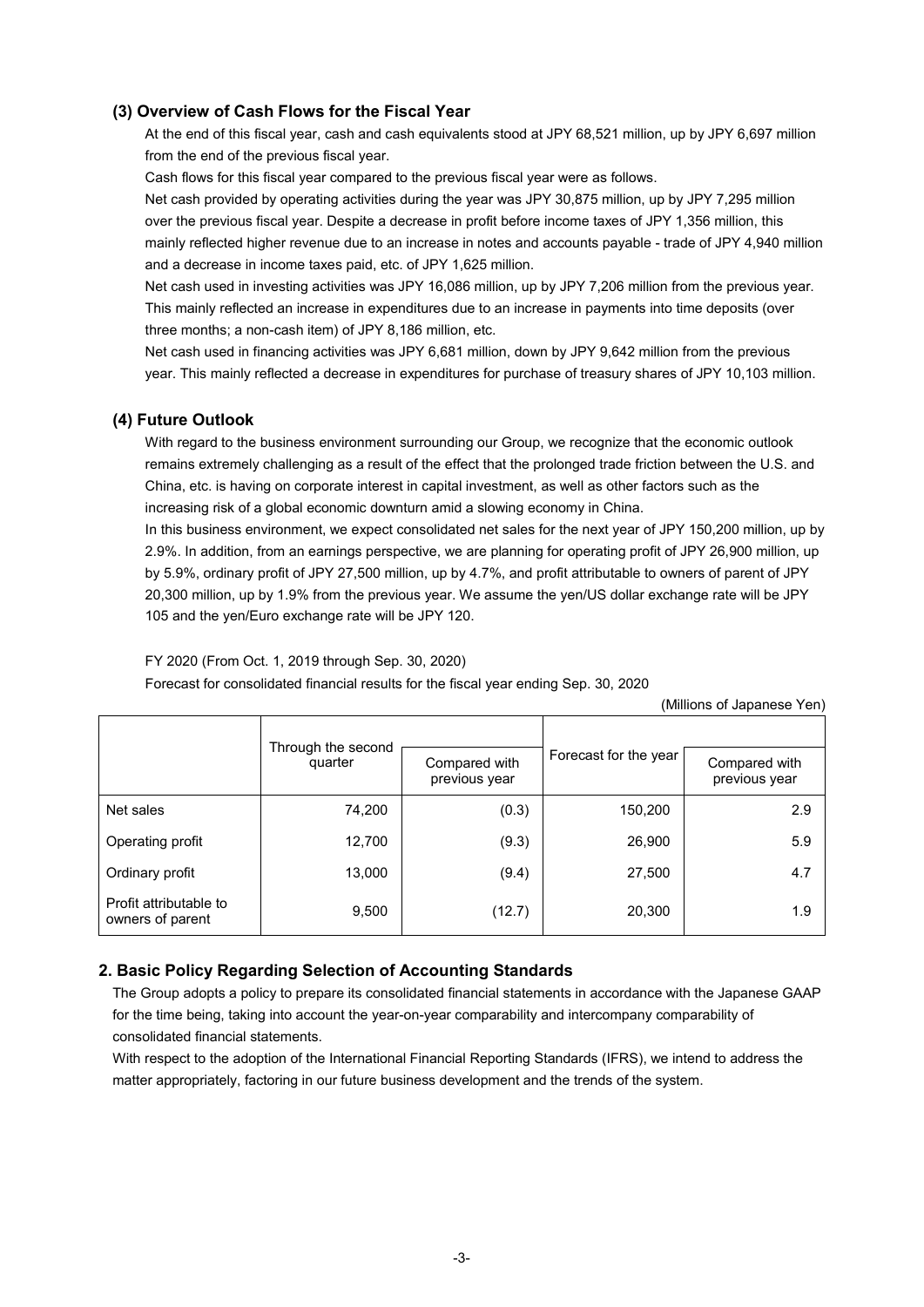### (3) Overview of Cash Flows for the Fiscal Year

At the end of this fiscal year, cash and cash equivalents stood at JPY 68,521 million, up by JPY 6,697 million from the end of the previous fiscal year.

Cash flows for this fiscal year compared to the previous fiscal year were as follows.

Net cash provided by operating activities during the year was JPY 30,875 million, up by JPY 7,295 million over the previous fiscal year. Despite a decrease in profit before income taxes of JPY 1,356 million, this mainly reflected higher revenue due to an increase in notes and accounts payable - trade of JPY 4,940 million and a decrease in income taxes paid, etc. of JPY 1,625 million.

Net cash used in investing activities was JPY 16,086 million, up by JPY 7,206 million from the previous year. This mainly reflected an increase in expenditures due to an increase in payments into time deposits (over three months; a non-cash item) of JPY 8,186 million, etc.

Net cash used in financing activities was JPY 6,681 million, down by JPY 9,642 million from the previous year. This mainly reflected a decrease in expenditures for purchase of treasury shares of JPY 10,103 million.

### (4) Future Outlook

With regard to the business environment surrounding our Group, we recognize that the economic outlook remains extremely challenging as a result of the effect that the prolonged trade friction between the U.S. and China, etc. is having on corporate interest in capital investment, as well as other factors such as the increasing risk of a global economic downturn amid a slowing economy in China.

In this business environment, we expect consolidated net sales for the next year of JPY 150,200 million, up by 2.9%. In addition, from an earnings perspective, we are planning for operating profit of JPY 26,900 million, up by 5.9%, ordinary profit of JPY 27,500 million, up by 4.7%, and profit attributable to owners of parent of JPY 20,300 million, up by 1.9% from the previous year. We assume the yen/US dollar exchange rate will be JPY 105 and the yen/Euro exchange rate will be JPY 120.

FY 2020 (From Oct. 1, 2019 through Sep. 30, 2020)

Forecast for consolidated financial results for the fiscal year ending Sep. 30, 2020

(Millions of Japanese Yen)

| | Through the second quarter | Compared with previous year | Forecast for the year | Compared with previous year |
|---|---|---|---|---|
| Net sales | 74,200 | (0.3) | 150,200 | 2.9 |
| Operating profit | 12,700 | (9.3) | 26,900 | 5.9 |
| Ordinary profit | 13,000 | (9.4) | 27,500 | 4.7 |
| Profit attributable to owners of parent | 9,500 | (12.7) | 20,300 | 1.9 |

## 2. Basic Policy Regarding Selection of Accounting Standards

The Group adopts a policy to prepare its consolidated financial statements in accordance with the Japanese GAAP for the time being, taking into account the year-on-year comparability and intercompany comparability of consolidated financial statements.

With respect to the adoption of the International Financial Reporting Standards (IFRS), we intend to address the matter appropriately, factoring in our future business development and the trends of the system.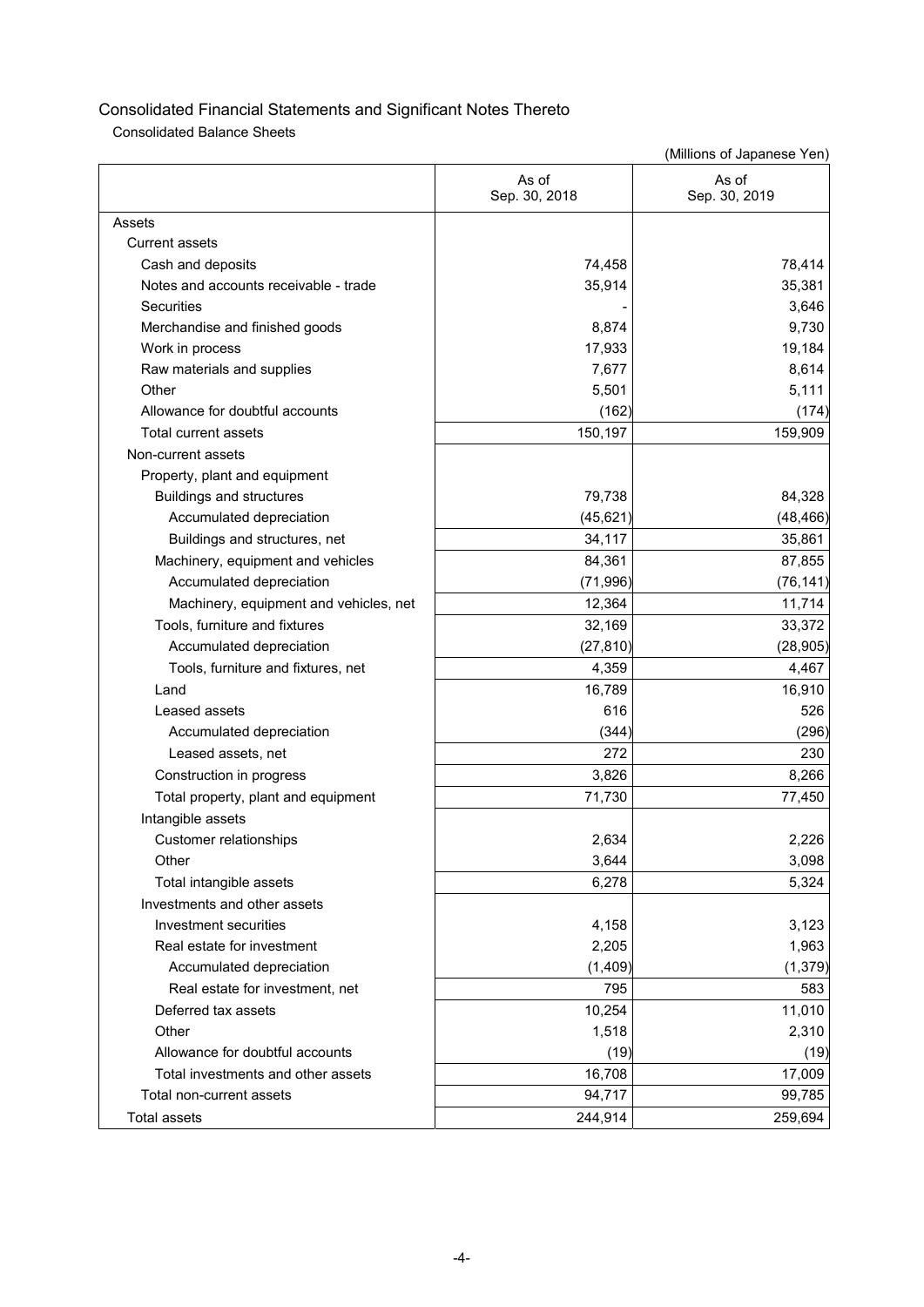# Consolidated Financial Statements and Significant Notes Thereto

## Consolidated Balance Sheets

(Millions of Japanese Yen)

| | As of Sep. 30, 2018 | As of Sep. 30, 2019 |
|---|---|---|
| Assets | | |
| Current assets | | |
| Cash and deposits | 74,458 | 78,414 |
| Notes and accounts receivable - trade | 35,914 | 35,381 |
| Securities | - | 3,646 |
| Merchandise and finished goods | 8,874 | 9,730 |
| Work in process | 17,933 | 19,184 |
| Raw materials and supplies | 7,677 | 8,614 |
| Other | 5,501 | 5,111 |
| Allowance for doubtful accounts | (162) | (174) |
| Total current assets | 150,197 | 159,909 |
| Non-current assets | | |
| Property, plant and equipment | | |
| Buildings and structures | 79,738 | 84,328 |
| Accumulated depreciation | (45,621) | (48,466) |
| Buildings and structures, net | 34,117 | 35,861 |
| Machinery, equipment and vehicles | 84,361 | 87,855 |
| Accumulated depreciation | (71,996) | (76,141) |
| Machinery, equipment and vehicles, net | 12,364 | 11,714 |
| Tools, furniture and fixtures | 32,169 | 33,372 |
| Accumulated depreciation | (27,810) | (28,905) |
| Tools, furniture and fixtures, net | 4,359 | 4,467 |
| Land | 16,789 | 16,910 |
| Leased assets | 616 | 526 |
| Accumulated depreciation | (344) | (296) |
| Leased assets, net | 272 | 230 |
| Construction in progress | 3,826 | 8,266 |
| Total property, plant and equipment | 71,730 | 77,450 |
| Intangible assets | | |
| Customer relationships | 2,634 | 2,226 |
| Other | 3,644 | 3,098 |
| Total intangible assets | 6,278 | 5,324 |
| Investments and other assets | | |
| Investment securities | 4,158 | 3,123 |
| Real estate for investment | 2,205 | 1,963 |
| Accumulated depreciation | (1,409) | (1,379) |
| Real estate for investment, net | 795 | 583 |
| Deferred tax assets | 10,254 | 11,010 |
| Other | 1,518 | 2,310 |
| Allowance for doubtful accounts | (19) | (19) |
| Total investments and other assets | 16,708 | 17,009 |
| Total non-current assets | 94,717 | 99,785 |
| Total assets | 244,914 | 259,694 |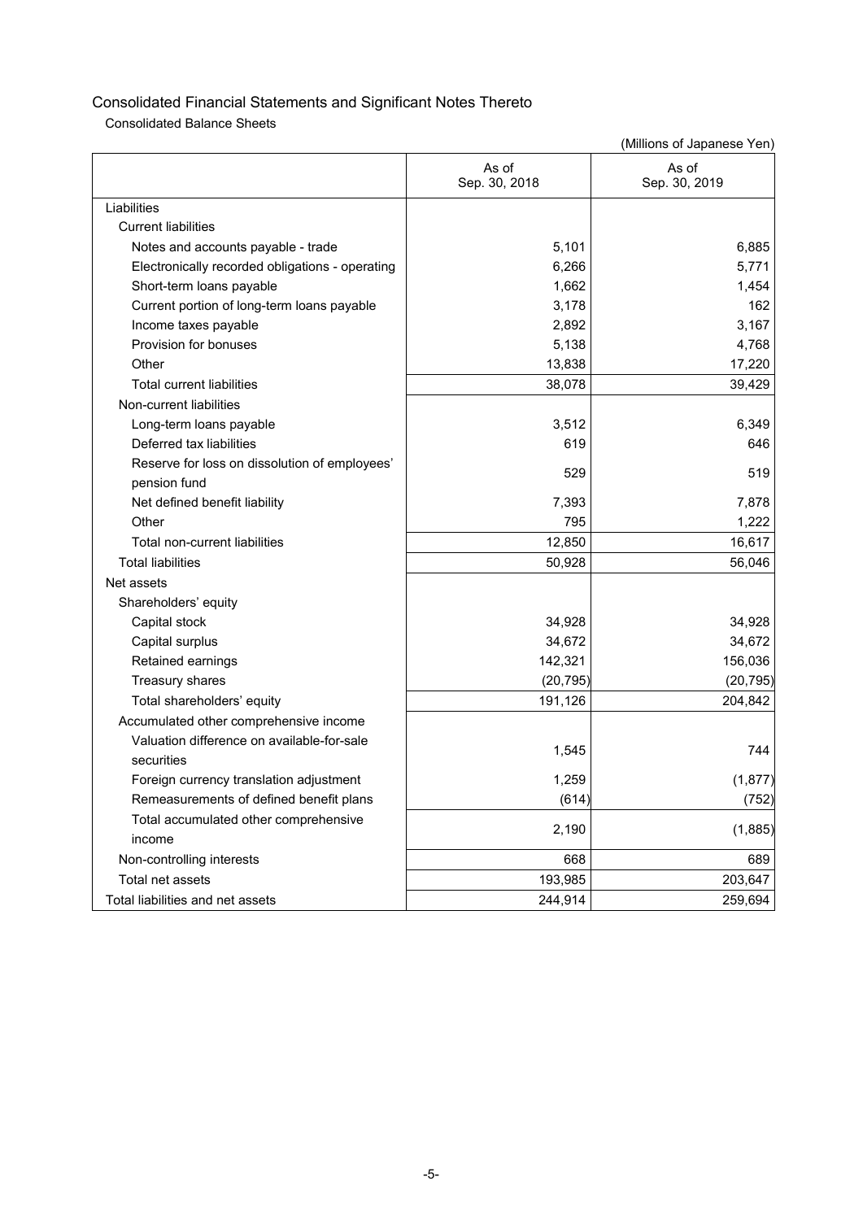# Consolidated Financial Statements and Significant Notes Thereto

## Consolidated Balance Sheets

(Millions of Japanese Yen)

| | As of Sep. 30, 2018 | As of Sep. 30, 2019 |
|---|---|---|
| Liabilities | | |
| Current liabilities | | |
| Notes and accounts payable - trade | 5,101 | 6,885 |
| Electronically recorded obligations - operating | 6,266 | 5,771 |
| Short-term loans payable | 1,662 | 1,454 |
| Current portion of long-term loans payable | 3,178 | 162 |
| Income taxes payable | 2,892 | 3,167 |
| Provision for bonuses | 5,138 | 4,768 |
| Other | 13,838 | 17,220 |
| Total current liabilities | 38,078 | 39,429 |
| Non-current liabilities | | |
| Long-term loans payable | 3,512 | 6,349 |
| Deferred tax liabilities | 619 | 646 |
| Reserve for loss on dissolution of employees' pension fund | 529 | 519 |
| Net defined benefit liability | 7,393 | 7,878 |
| Other | 795 | 1,222 |
| Total non-current liabilities | 12,850 | 16,617 |
| Total liabilities | 50,928 | 56,046 |
| Net assets | | |
| Shareholders' equity | | |
| Capital stock | 34,928 | 34,928 |
| Capital surplus | 34,672 | 34,672 |
| Retained earnings | 142,321 | 156,036 |
| Treasury shares | (20,795) | (20,795) |
| Total shareholders' equity | 191,126 | 204,842 |
| Accumulated other comprehensive income | | |
| Valuation difference on available-for-sale securities | 1,545 | 744 |
| Foreign currency translation adjustment | 1,259 | (1,877) |
| Remeasurements of defined benefit plans | (614) | (752) |
| Total accumulated other comprehensive income | 2,190 | (1,885) |
| Non-controlling interests | 668 | 689 |
| Total net assets | 193,985 | 203,647 |
| Total liabilities and net assets | 244,914 | 259,694 |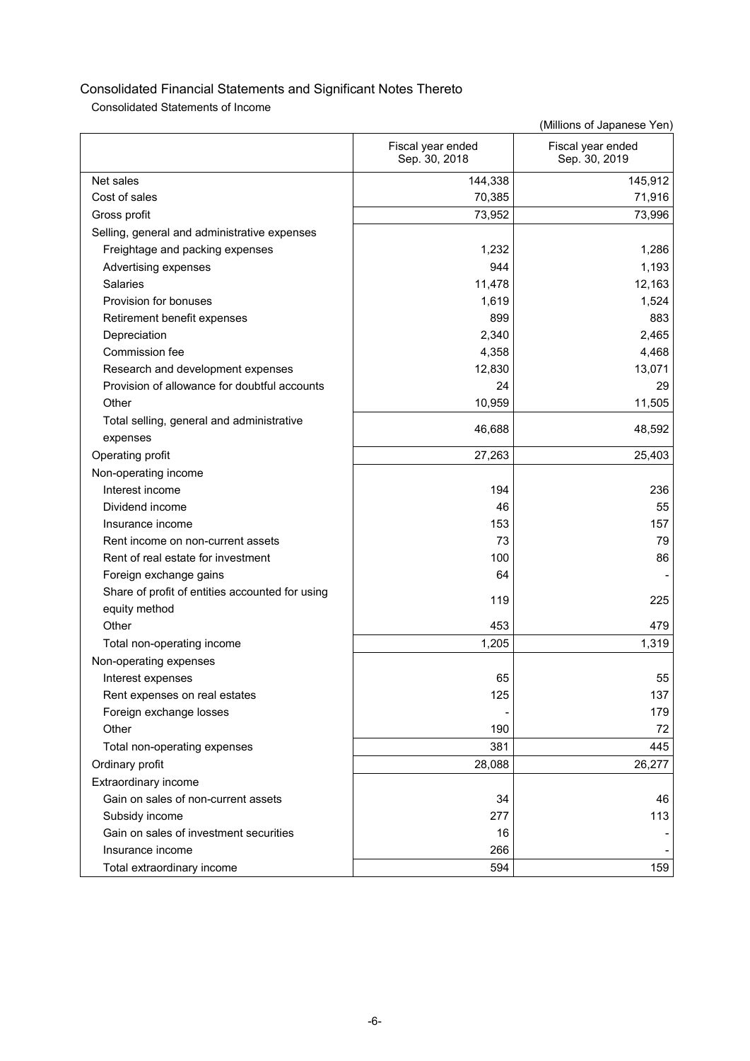# Consolidated Financial Statements and Significant Notes Thereto

## Consolidated Statements of Income

(Millions of Japanese Yen)

| | Fiscal year ended Sep. 30, 2018 | Fiscal year ended Sep. 30, 2019 |
|---|---|---|
| Net sales | 144,338 | 145,912 |
| Cost of sales | 70,385 | 71,916 |
| Gross profit | 73,952 | 73,996 |
| Selling, general and administrative expenses | | |
| Freightage and packing expenses | 1,232 | 1,286 |
| Advertising expenses | 944 | 1,193 |
| Salaries | 11,478 | 12,163 |
| Provision for bonuses | 1,619 | 1,524 |
| Retirement benefit expenses | 899 | 883 |
| Depreciation | 2,340 | 2,465 |
| Commission fee | 4,358 | 4,468 |
| Research and development expenses | 12,830 | 13,071 |
| Provision of allowance for doubtful accounts | 24 | 29 |
| Other | 10,959 | 11,505 |
| Total selling, general and administrative expenses | 46,688 | 48,592 |
| Operating profit | 27,263 | 25,403 |
| Non-operating income | | |
| Interest income | 194 | 236 |
| Dividend income | 46 | 55 |
| Insurance income | 153 | 157 |
| Rent income on non-current assets | 73 | 79 |
| Rent of real estate for investment | 100 | 86 |
| Foreign exchange gains | 64 | - |
| Share of profit of entities accounted for using equity method | 119 | 225 |
| Other | 453 | 479 |
| Total non-operating income | 1,205 | 1,319 |
| Non-operating expenses | | |
| Interest expenses | 65 | 55 |
| Rent expenses on real estates | 125 | 137 |
| Foreign exchange losses | - | 179 |
| Other | 190 | 72 |
| Total non-operating expenses | 381 | 445 |
| Ordinary profit | 28,088 | 26,277 |
| Extraordinary income | | |
| Gain on sales of non-current assets | 34 | 46 |
| Subsidy income | 277 | 113 |
| Gain on sales of investment securities | 16 | - |
| Insurance income | 266 | - |
| Total extraordinary income | 594 | 159 |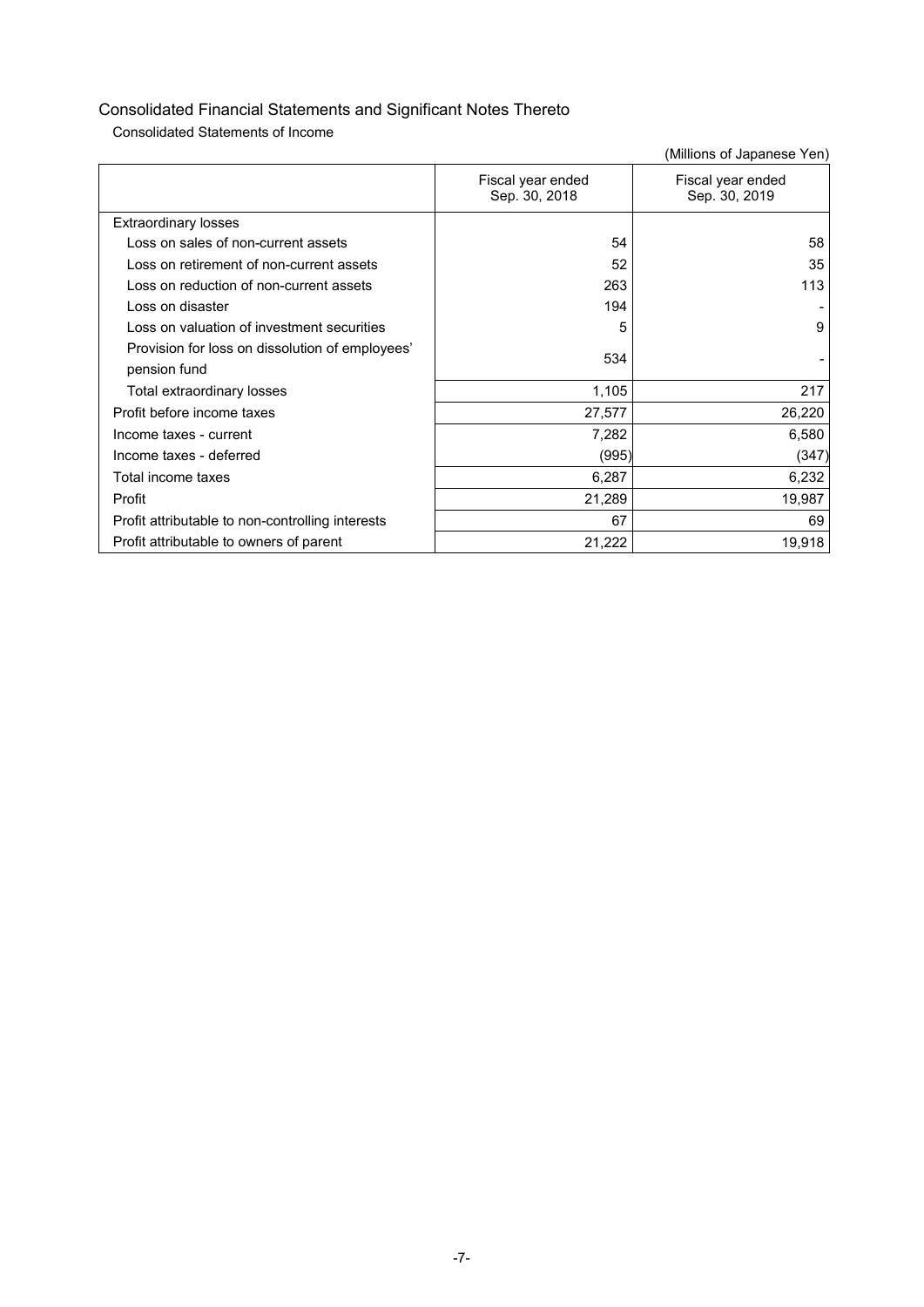## Consolidated Financial Statements and Significant Notes Thereto

### Consolidated Statements of Income

(Millions of Japanese Yen)

| | Fiscal year ended Sep. 30, 2018 | Fiscal year ended Sep. 30, 2019 |
|---|---|---|
| Extraordinary losses | | |
| Loss on sales of non-current assets | 54 | 58 |
| Loss on retirement of non-current assets | 52 | 35 |
| Loss on reduction of non-current assets | 263 | 113 |
| Loss on disaster | 194 | - |
| Loss on valuation of investment securities | 5 | 9 |
| Provision for loss on dissolution of employees' pension fund | 534 | - |
| Total extraordinary losses | 1,105 | 217 |
| Profit before income taxes | 27,577 | 26,220 |
| Income taxes - current | 7,282 | 6,580 |
| Income taxes - deferred | (995) | (347) |
| Total income taxes | 6,287 | 6,232 |
| Profit | 21,289 | 19,987 |
| Profit attributable to non-controlling interests | 67 | 69 |
| Profit attributable to owners of parent | 21,222 | 19,918 |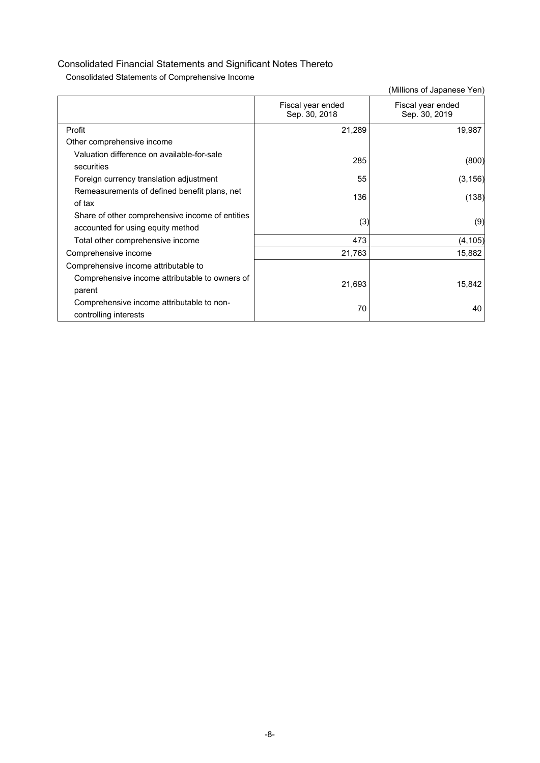## Consolidated Financial Statements and Significant Notes Thereto

### Consolidated Statements of Comprehensive Income

(Millions of Japanese Yen)

| | Fiscal year ended Sep. 30, 2018 | Fiscal year ended Sep. 30, 2019 |
|---|---|---|
| Profit | 21,289 | 19,987 |
| Other comprehensive income | | |
| Valuation difference on available-for-sale securities | 285 | (800) |
| Foreign currency translation adjustment | 55 | (3,156) |
| Remeasurements of defined benefit plans, net of tax | 136 | (138) |
| Share of other comprehensive income of entities accounted for using equity method | (3) | (9) |
| Total other comprehensive income | 473 | (4,105) |
| Comprehensive income | 21,763 | 15,882 |
| Comprehensive income attributable to | | |
| Comprehensive income attributable to owners of parent | 21,693 | 15,842 |
| Comprehensive income attributable to non-controlling interests | 70 | 40 |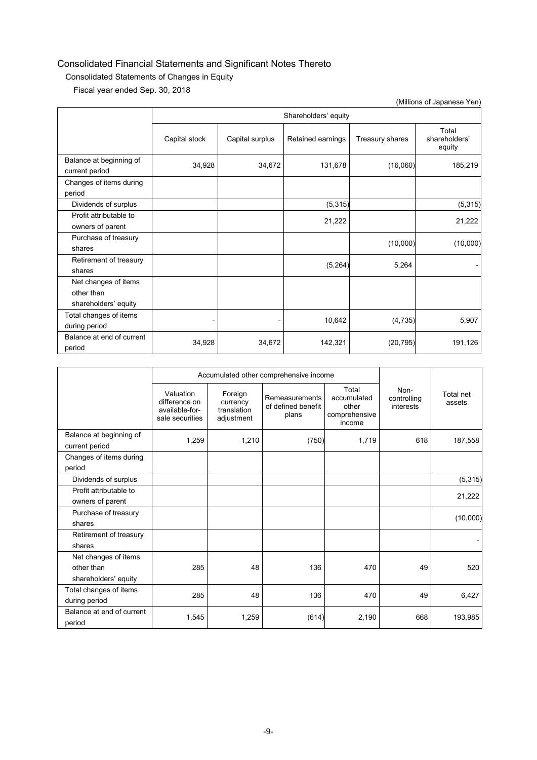## Consolidated Financial Statements and Significant Notes Thereto

### Consolidated Statements of Changes in Equity

Fiscal year ended Sep. 30, 2018

(Millions of Japanese Yen)

| | Shareholders' equity | | | | |
|---|---|---|---|---|---|
| | Capital stock | Capital surplus | Retained earnings | Treasury shares | Total shareholders' equity |
| Balance at beginning of current period | 34,928 | 34,672 | 131,678 | (16,060) | 185,219 |
| Changes of items during period | | | | | |
| Dividends of surplus | | | (5,315) | | (5,315) |
| Profit attributable to owners of parent | | | 21,222 | | 21,222 |
| Purchase of treasury shares | | | | (10,000) | (10,000) |
| Retirement of treasury shares | | | (5,264) | 5,264 | - |
| Net changes of items other than shareholders' equity | | | | | |
| Total changes of items during period | - | - | 10,642 | (4,735) | 5,907 |
| Balance at end of current period | 34,928 | 34,672 | 142,321 | (20,795) | 191,126 |

| | Accumulated other comprehensive income | | | | Non-controlling interests | Total net assets |
|---|---|---|---|---|---|---|
| | Valuation difference on available-for-sale securities | Foreign currency translation adjustment | Remeasurements of defined benefit plans | Total accumulated other comprehensive income | | |
| Balance at beginning of current period | 1,259 | 1,210 | (750) | 1,719 | 618 | 187,558 |
| Changes of items during period | | | | | | |
| Dividends of surplus | | | | | | (5,315) |
| Profit attributable to owners of parent | | | | | | 21,222 |
| Purchase of treasury shares | | | | | | (10,000) |
| Retirement of treasury shares | | | | | | - |
| Net changes of items other than shareholders' equity | 285 | 48 | 136 | 470 | 49 | 520 |
| Total changes of items during period | 285 | 48 | 136 | 470 | 49 | 6,427 |
| Balance at end of current period | 1,545 | 1,259 | (614) | 2,190 | 668 | 193,985 |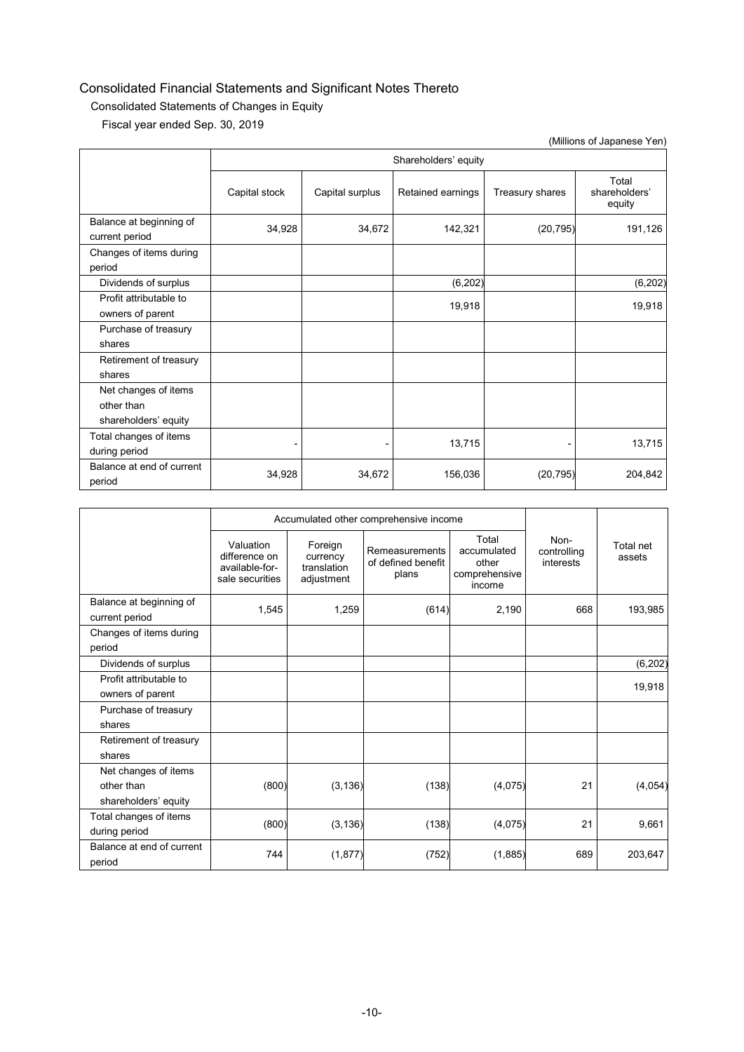# Consolidated Financial Statements and Significant Notes Thereto

## Consolidated Statements of Changes in Equity

### Fiscal year ended Sep. 30, 2019

(Millions of Japanese Yen)

| | Shareholders' equity | | | | |
|---|---|---|---|---|---|
| | Capital stock | Capital surplus | Retained earnings | Treasury shares | Total shareholders' equity |
| Balance at beginning of current period | 34,928 | 34,672 | 142,321 | (20,795) | 191,126 |
| Changes of items during period | | | | | |
| Dividends of surplus | | | (6,202) | | (6,202) |
| Profit attributable to owners of parent | | | 19,918 | | 19,918 |
| Purchase of treasury shares | | | | | |
| Retirement of treasury shares | | | | | |
| Net changes of items other than shareholders' equity | | | | | |
| Total changes of items during period | - | - | 13,715 | - | 13,715 |
| Balance at end of current period | 34,928 | 34,672 | 156,036 | (20,795) | 204,842 |

| | Accumulated other comprehensive income | | | | Non-controlling interests | Total net assets |
|---|---|---|---|---|---|---|
| | Valuation difference on available-for-sale securities | Foreign currency translation adjustment | Remeasurements of defined benefit plans | Total accumulated other comprehensive income | | |
| Balance at beginning of current period | 1,545 | 1,259 | (614) | 2,190 | 668 | 193,985 |
| Changes of items during period | | | | | | |
| Dividends of surplus | | | | | | (6,202) |
| Profit attributable to owners of parent | | | | | | 19,918 |
| Purchase of treasury shares | | | | | | |
| Retirement of treasury shares | | | | | | |
| Net changes of items other than shareholders' equity | (800) | (3,136) | (138) | (4,075) | 21 | (4,054) |
| Total changes of items during period | (800) | (3,136) | (138) | (4,075) | 21 | 9,661 |
| Balance at end of current period | 744 | (1,877) | (752) | (1,885) | 689 | 203,647 |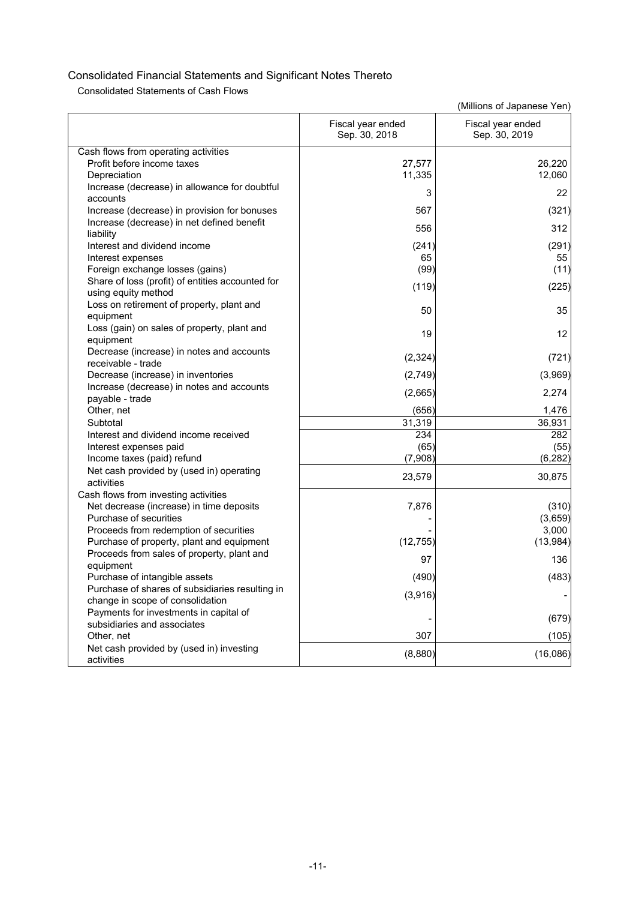# Consolidated Financial Statements and Significant Notes Thereto

## Consolidated Statements of Cash Flows

(Millions of Japanese Yen)

| | Fiscal year ended Sep. 30, 2018 | Fiscal year ended Sep. 30, 2019 |
|---|---|---|
| Cash flows from operating activities | | |
| Profit before income taxes | 27,577 | 26,220 |
| Depreciation | 11,335 | 12,060 |
| Increase (decrease) in allowance for doubtful accounts | 3 | 22 |
| Increase (decrease) in provision for bonuses | 567 | (321) |
| Increase (decrease) in net defined benefit liability | 556 | 312 |
| Interest and dividend income | (241) | (291) |
| Interest expenses | 65 | 55 |
| Foreign exchange losses (gains) | (99) | (11) |
| Share of loss (profit) of entities accounted for using equity method | (119) | (225) |
| Loss on retirement of property, plant and equipment | 50 | 35 |
| Loss (gain) on sales of property, plant and equipment | 19 | 12 |
| Decrease (increase) in notes and accounts receivable - trade | (2,324) | (721) |
| Decrease (increase) in inventories | (2,749) | (3,969) |
| Increase (decrease) in notes and accounts payable - trade | (2,665) | 2,274 |
| Other, net | (656) | 1,476 |
| Subtotal | 31,319 | 36,931 |
| Interest and dividend income received | 234 | 282 |
| Interest expenses paid | (65) | (55) |
| Income taxes (paid) refund | (7,908) | (6,282) |
| Net cash provided by (used in) operating activities | 23,579 | 30,875 |
| Cash flows from investing activities | | |
| Net decrease (increase) in time deposits | 7,876 | (310) |
| Purchase of securities | - | (3,659) |
| Proceeds from redemption of securities | - | 3,000 |
| Purchase of property, plant and equipment | (12,755) | (13,984) |
| Proceeds from sales of property, plant and equipment | 97 | 136 |
| Purchase of intangible assets | (490) | (483) |
| Purchase of shares of subsidiaries resulting in change in scope of consolidation | (3,916) | - |
| Payments for investments in capital of subsidiaries and associates | - | (679) |
| Other, net | 307 | (105) |
| Net cash provided by (used in) investing activities | (8,880) | (16,086) |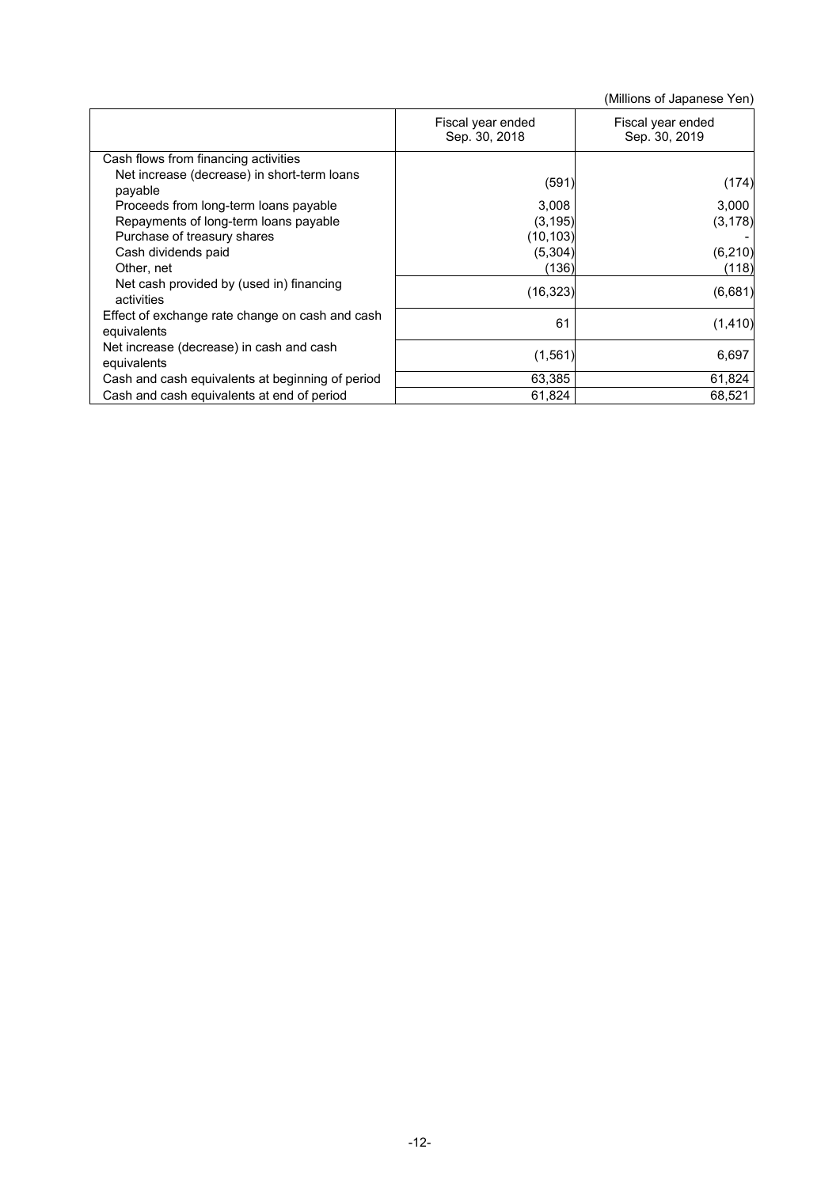(Millions of Japanese Yen)

| | Fiscal year ended Sep. 30, 2018 | Fiscal year ended Sep. 30, 2019 |
|---|---|---|
| Cash flows from financing activities | | |
| Net increase (decrease) in short-term loans payable | (591) | (174) |
| Proceeds from long-term loans payable | 3,008 | 3,000 |
| Repayments of long-term loans payable | (3,195) | (3,178) |
| Purchase of treasury shares | (10,103) | - |
| Cash dividends paid | (5,304) | (6,210) |
| Other, net | (136) | (118) |
| Net cash provided by (used in) financing activities | (16,323) | (6,681) |
| Effect of exchange rate change on cash and cash equivalents | 61 | (1,410) |
| Net increase (decrease) in cash and cash equivalents | (1,561) | 6,697 |
| Cash and cash equivalents at beginning of period | 63,385 | 61,824 |
| Cash and cash equivalents at end of period | 61,824 | 68,521 |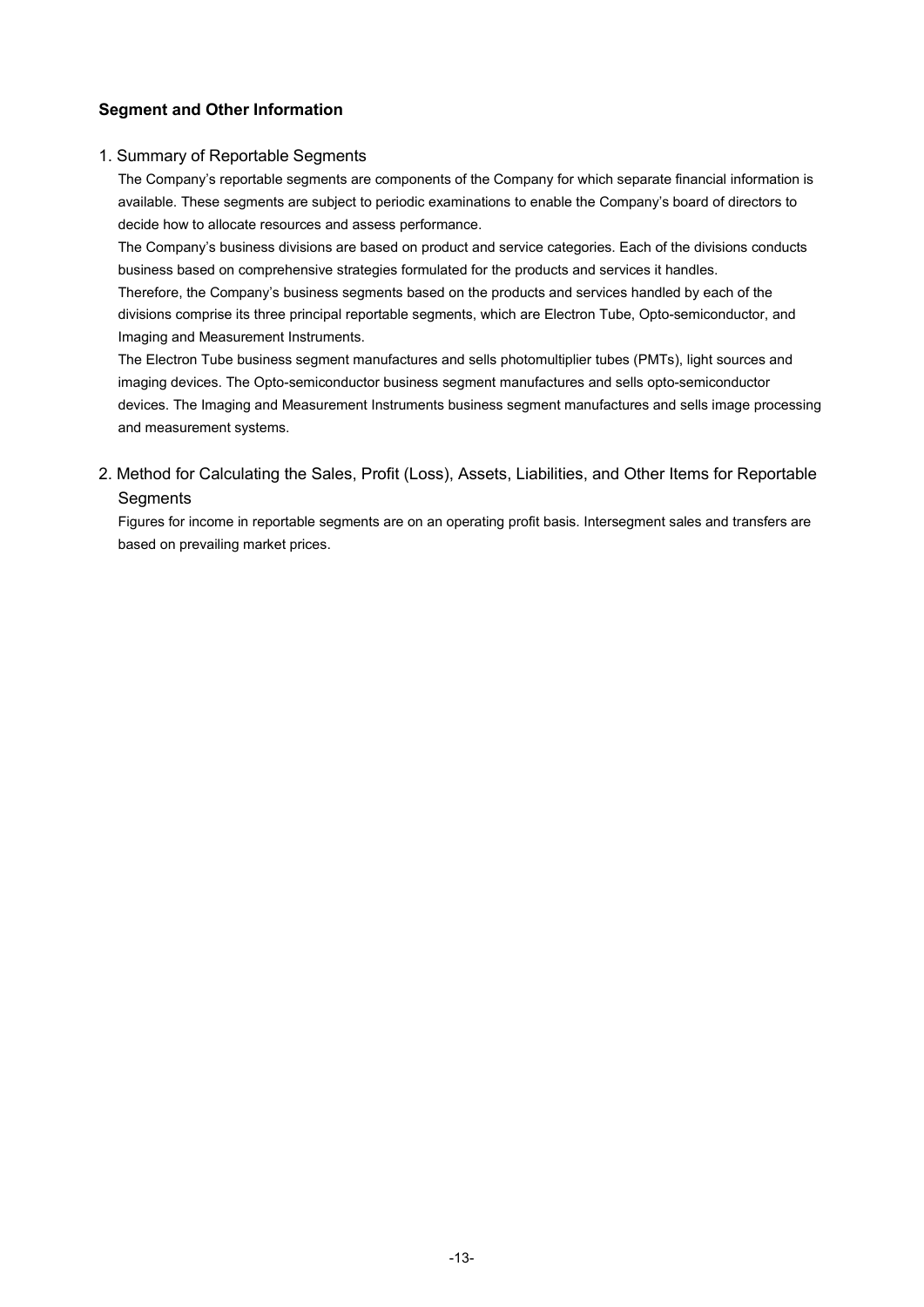## Segment and Other Information

### 1. Summary of Reportable Segments

The Company's reportable segments are components of the Company for which separate financial information is available. These segments are subject to periodic examinations to enable the Company's board of directors to decide how to allocate resources and assess performance.

The Company's business divisions are based on product and service categories. Each of the divisions conducts business based on comprehensive strategies formulated for the products and services it handles.

Therefore, the Company's business segments based on the products and services handled by each of the divisions comprise its three principal reportable segments, which are Electron Tube, Opto-semiconductor, and Imaging and Measurement Instruments.

The Electron Tube business segment manufactures and sells photomultiplier tubes (PMTs), light sources and imaging devices. The Opto-semiconductor business segment manufactures and sells opto-semiconductor devices. The Imaging and Measurement Instruments business segment manufactures and sells image processing and measurement systems.

### 2. Method for Calculating the Sales, Profit (Loss), Assets, Liabilities, and Other Items for Reportable Segments

Figures for income in reportable segments are on an operating profit basis. Intersegment sales and transfers are based on prevailing market prices.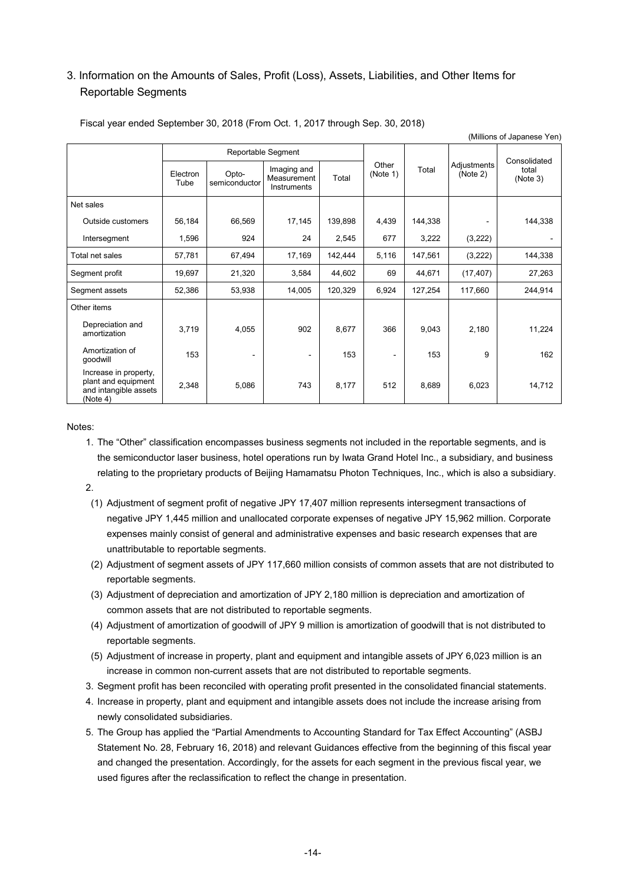## 3. Information on the Amounts of Sales, Profit (Loss), Assets, Liabilities, and Other Items for Reportable Segments

Fiscal year ended September 30, 2018 (From Oct. 1, 2017 through Sep. 30, 2018)

(Millions of Japanese Yen)

| | Reportable Segment | | | | Other (Note 1) | Total | Adjustments (Note 2) | Consolidated total (Note 3) |
|---|---|---|---|---|---|---|---|---|
| | Electron Tube | Opto-semiconductor | Imaging and Measurement Instruments | Total | | | | |
| Net sales | | | | | | | | |
| Outside customers | 56,184 | 66,569 | 17,145 | 139,898 | 4,439 | 144,338 | - | 144,338 |
| Intersegment | 1,596 | 924 | 24 | 2,545 | 677 | 3,222 | (3,222) | - |
| Total net sales | 57,781 | 67,494 | 17,169 | 142,444 | 5,116 | 147,561 | (3,222) | 144,338 |
| Segment profit | 19,697 | 21,320 | 3,584 | 44,602 | 69 | 44,671 | (17,407) | 27,263 |
| Segment assets | 52,386 | 53,938 | 14,005 | 120,329 | 6,924 | 127,254 | 117,660 | 244,914 |
| Other items | | | | | | | | |
| Depreciation and amortization | 3,719 | 4,055 | 902 | 8,677 | 366 | 9,043 | 2,180 | 11,224 |
| Amortization of goodwill | 153 | - | - | 153 | - | 153 | 9 | 162 |
| Increase in property, plant and equipment and intangible assets (Note 4) | 2,348 | 5,086 | 743 | 8,177 | 512 | 8,689 | 6,023 | 14,712 |

Notes:

1. The "Other" classification encompasses business segments not included in the reportable segments, and is the semiconductor laser business, hotel operations run by Iwata Grand Hotel Inc., a subsidiary, and business relating to the proprietary products of Beijing Hamamatsu Photon Techniques, Inc., which is also a subsidiary.
2.
   (1) Adjustment of segment profit of negative JPY 17,407 million represents intersegment transactions of negative JPY 1,445 million and unallocated corporate expenses of negative JPY 15,962 million. Corporate expenses mainly consist of general and administrative expenses and basic research expenses that are unattributable to reportable segments.
   (2) Adjustment of segment assets of JPY 117,660 million consists of common assets that are not distributed to reportable segments.
   (3) Adjustment of depreciation and amortization of JPY 2,180 million is depreciation and amortization of common assets that are not distributed to reportable segments.
   (4) Adjustment of amortization of goodwill of JPY 9 million is amortization of goodwill that is not distributed to reportable segments.
   (5) Adjustment of increase in property, plant and equipment and intangible assets of JPY 6,023 million is an increase in common non-current assets that are not distributed to reportable segments.
3. Segment profit has been reconciled with operating profit presented in the consolidated financial statements.
4. Increase in property, plant and equipment and intangible assets does not include the increase arising from newly consolidated subsidiaries.
5. The Group has applied the "Partial Amendments to Accounting Standard for Tax Effect Accounting" (ASBJ Statement No. 28, February 16, 2018) and relevant Guidances effective from the beginning of this fiscal year and changed the presentation. Accordingly, for the assets for each segment in the previous fiscal year, we used figures after the reclassification to reflect the change in presentation.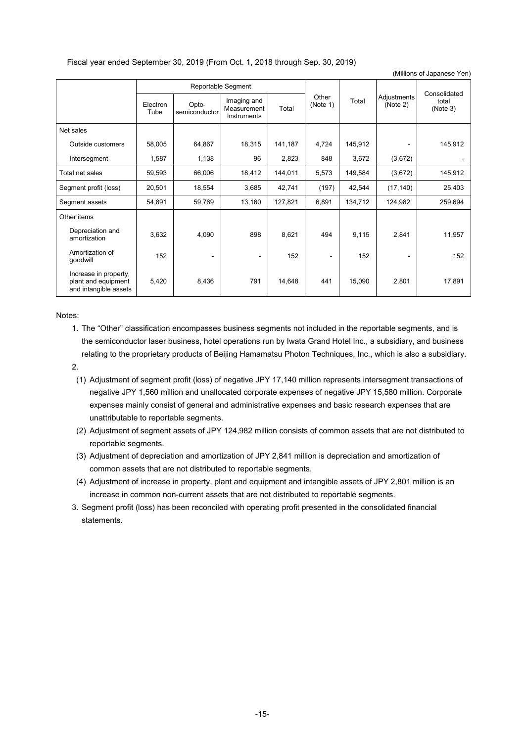Fiscal year ended September 30, 2019 (From Oct. 1, 2018 through Sep. 30, 2019)

(Millions of Japanese Yen)

| | Reportable Segment | | | | Other (Note 1) | Total | Adjustments (Note 2) | Consolidated total (Note 3) |
|---|---|---|---|---|---|---|---|---|
| | Electron Tube | Opto-semiconductor | Imaging and Measurement Instruments | Total | | | | |
| Net sales | | | | | | | | |
| Outside customers | 58,005 | 64,867 | 18,315 | 141,187 | 4,724 | 145,912 | - | 145,912 |
| Intersegment | 1,587 | 1,138 | 96 | 2,823 | 848 | 3,672 | (3,672) | - |
| Total net sales | 59,593 | 66,006 | 18,412 | 144,011 | 5,573 | 149,584 | (3,672) | 145,912 |
| Segment profit (loss) | 20,501 | 18,554 | 3,685 | 42,741 | (197) | 42,544 | (17,140) | 25,403 |
| Segment assets | 54,891 | 59,769 | 13,160 | 127,821 | 6,891 | 134,712 | 124,982 | 259,694 |
| Other items | | | | | | | | |
| Depreciation and amortization | 3,632 | 4,090 | 898 | 8,621 | 494 | 9,115 | 2,841 | 11,957 |
| Amortization of goodwill | 152 | - | - | 152 | - | 152 | - | 152 |
| Increase in property, plant and equipment and intangible assets | 5,420 | 8,436 | 791 | 14,648 | 441 | 15,090 | 2,801 | 17,891 |

Notes:

1. The "Other" classification encompasses business segments not included in the reportable segments, and is the semiconductor laser business, hotel operations run by Iwata Grand Hotel Inc., a subsidiary, and business relating to the proprietary products of Beijing Hamamatsu Photon Techniques, Inc., which is also a subsidiary.
2. 
   (1) Adjustment of segment profit (loss) of negative JPY 17,140 million represents intersegment transactions of negative JPY 1,560 million and unallocated corporate expenses of negative JPY 15,580 million. Corporate expenses mainly consist of general and administrative expenses and basic research expenses that are unattributable to reportable segments.
   (2) Adjustment of segment assets of JPY 124,982 million consists of common assets that are not distributed to reportable segments.
   (3) Adjustment of depreciation and amortization of JPY 2,841 million is depreciation and amortization of common assets that are not distributed to reportable segments.
   (4) Adjustment of increase in property, plant and equipment and intangible assets of JPY 2,801 million is an increase in common non-current assets that are not distributed to reportable segments.
3. Segment profit (loss) has been reconciled with operating profit presented in the consolidated financial statements.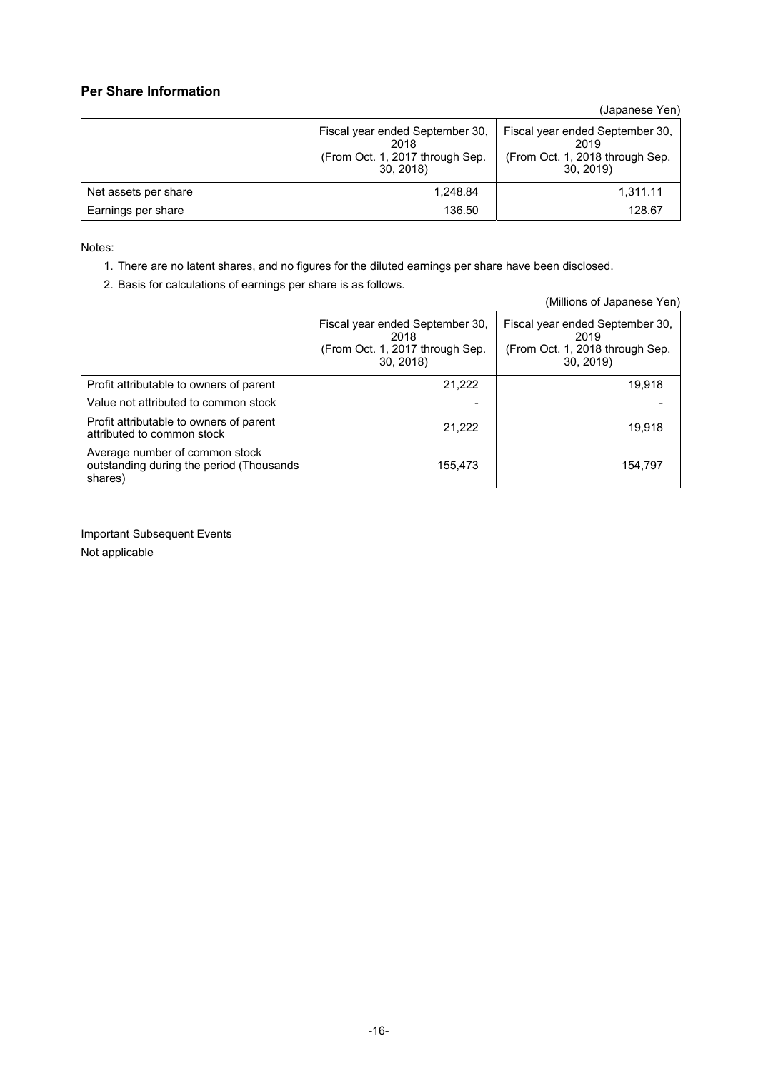## Per Share Information

(Japanese Yen)

| | Fiscal year ended September 30, 2018 (From Oct. 1, 2017 through Sep. 30, 2018) | Fiscal year ended September 30, 2019 (From Oct. 1, 2018 through Sep. 30, 2019) |
|---|---|---|
| Net assets per share | 1,248.84 | 1,311.11 |
| Earnings per share | 136.50 | 128.67 |

Notes:

1. There are no latent shares, and no figures for the diluted earnings per share have been disclosed.
2. Basis for calculations of earnings per share is as follows.

(Millions of Japanese Yen)

| | Fiscal year ended September 30, 2018 (From Oct. 1, 2017 through Sep. 30, 2018) | Fiscal year ended September 30, 2019 (From Oct. 1, 2018 through Sep. 30, 2019) |
|---|---|---|
| Profit attributable to owners of parent | 21,222 | 19,918 |
| Value not attributed to common stock | - | - |
| Profit attributable to owners of parent attributed to common stock | 21,222 | 19,918 |
| Average number of common stock outstanding during the period (Thousands shares) | 155,473 | 154,797 |

Important Subsequent Events

Not applicable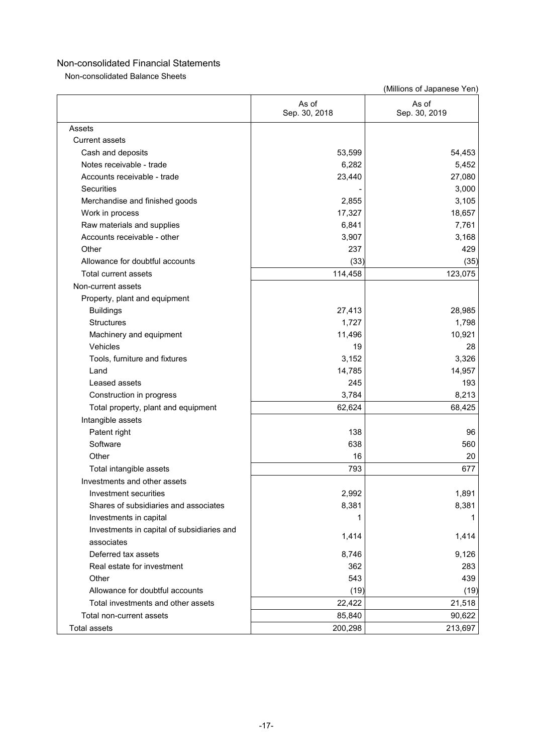# Non-consolidated Financial Statements

## Non-consolidated Balance Sheets

(Millions of Japanese Yen)

| | As of Sep. 30, 2018 | As of Sep. 30, 2019 |
|---|---:|---:|
| Assets | | |
| Current assets | | |
| Cash and deposits | 53,599 | 54,453 |
| Notes receivable - trade | 6,282 | 5,452 |
| Accounts receivable - trade | 23,440 | 27,080 |
| Securities | - | 3,000 |
| Merchandise and finished goods | 2,855 | 3,105 |
| Work in process | 17,327 | 18,657 |
| Raw materials and supplies | 6,841 | 7,761 |
| Accounts receivable - other | 3,907 | 3,168 |
| Other | 237 | 429 |
| Allowance for doubtful accounts | (33) | (35) |
| Total current assets | 114,458 | 123,075 |
| Non-current assets | | |
| Property, plant and equipment | | |
| Buildings | 27,413 | 28,985 |
| Structures | 1,727 | 1,798 |
| Machinery and equipment | 11,496 | 10,921 |
| Vehicles | 19 | 28 |
| Tools, furniture and fixtures | 3,152 | 3,326 |
| Land | 14,785 | 14,957 |
| Leased assets | 245 | 193 |
| Construction in progress | 3,784 | 8,213 |
| Total property, plant and equipment | 62,624 | 68,425 |
| Intangible assets | | |
| Patent right | 138 | 96 |
| Software | 638 | 560 |
| Other | 16 | 20 |
| Total intangible assets | 793 | 677 |
| Investments and other assets | | |
| Investment securities | 2,992 | 1,891 |
| Shares of subsidiaries and associates | 8,381 | 8,381 |
| Investments in capital | 1 | 1 |
| Investments in capital of subsidiaries and associates | 1,414 | 1,414 |
| Deferred tax assets | 8,746 | 9,126 |
| Real estate for investment | 362 | 283 |
| Other | 543 | 439 |
| Allowance for doubtful accounts | (19) | (19) |
| Total investments and other assets | 22,422 | 21,518 |
| Total non-current assets | 85,840 | 90,622 |
| Total assets | 200,298 | 213,697 |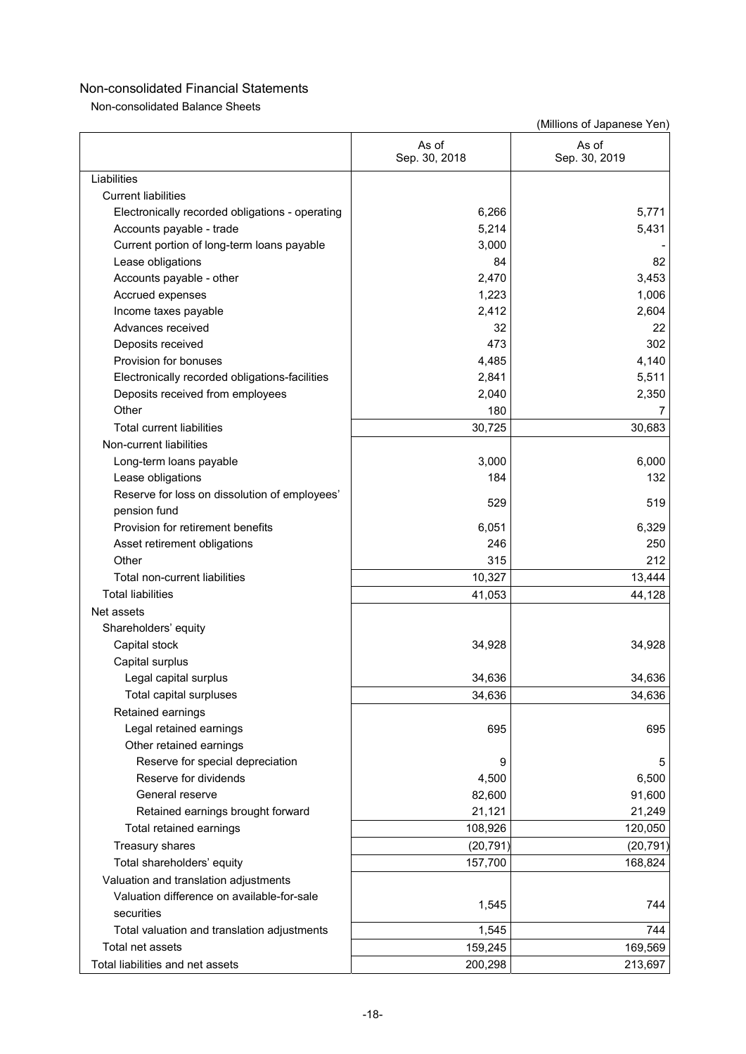Non-consolidated Financial Statements

Non-consolidated Balance Sheets

(Millions of Japanese Yen)

| | As of Sep. 30, 2018 | As of Sep. 30, 2019 |
|---|---|---|
| Liabilities | | |
| Current liabilities | | |
| Electronically recorded obligations - operating | 6,266 | 5,771 |
| Accounts payable - trade | 5,214 | 5,431 |
| Current portion of long-term loans payable | 3,000 | - |
| Lease obligations | 84 | 82 |
| Accounts payable - other | 2,470 | 3,453 |
| Accrued expenses | 1,223 | 1,006 |
| Income taxes payable | 2,412 | 2,604 |
| Advances received | 32 | 22 |
| Deposits received | 473 | 302 |
| Provision for bonuses | 4,485 | 4,140 |
| Electronically recorded obligations-facilities | 2,841 | 5,511 |
| Deposits received from employees | 2,040 | 2,350 |
| Other | 180 | 7 |
| Total current liabilities | 30,725 | 30,683 |
| Non-current liabilities | | |
| Long-term loans payable | 3,000 | 6,000 |
| Lease obligations | 184 | 132 |
| Reserve for loss on dissolution of employees' pension fund | 529 | 519 |
| Provision for retirement benefits | 6,051 | 6,329 |
| Asset retirement obligations | 246 | 250 |
| Other | 315 | 212 |
| Total non-current liabilities | 10,327 | 13,444 |
| Total liabilities | 41,053 | 44,128 |
| Net assets | | |
| Shareholders' equity | | |
| Capital stock | 34,928 | 34,928 |
| Capital surplus | | |
| Legal capital surplus | 34,636 | 34,636 |
| Total capital surpluses | 34,636 | 34,636 |
| Retained earnings | | |
| Legal retained earnings | 695 | 695 |
| Other retained earnings | | |
| Reserve for special depreciation | 9 | 5 |
| Reserve for dividends | 4,500 | 6,500 |
| General reserve | 82,600 | 91,600 |
| Retained earnings brought forward | 21,121 | 21,249 |
| Total retained earnings | 108,926 | 120,050 |
| Treasury shares | (20,791) | (20,791) |
| Total shareholders' equity | 157,700 | 168,824 |
| Valuation and translation adjustments | | |
| Valuation difference on available-for-sale securities | 1,545 | 744 |
| Total valuation and translation adjustments | 1,545 | 744 |
| Total net assets | 159,245 | 169,569 |
| Total liabilities and net assets | 200,298 | 213,697 |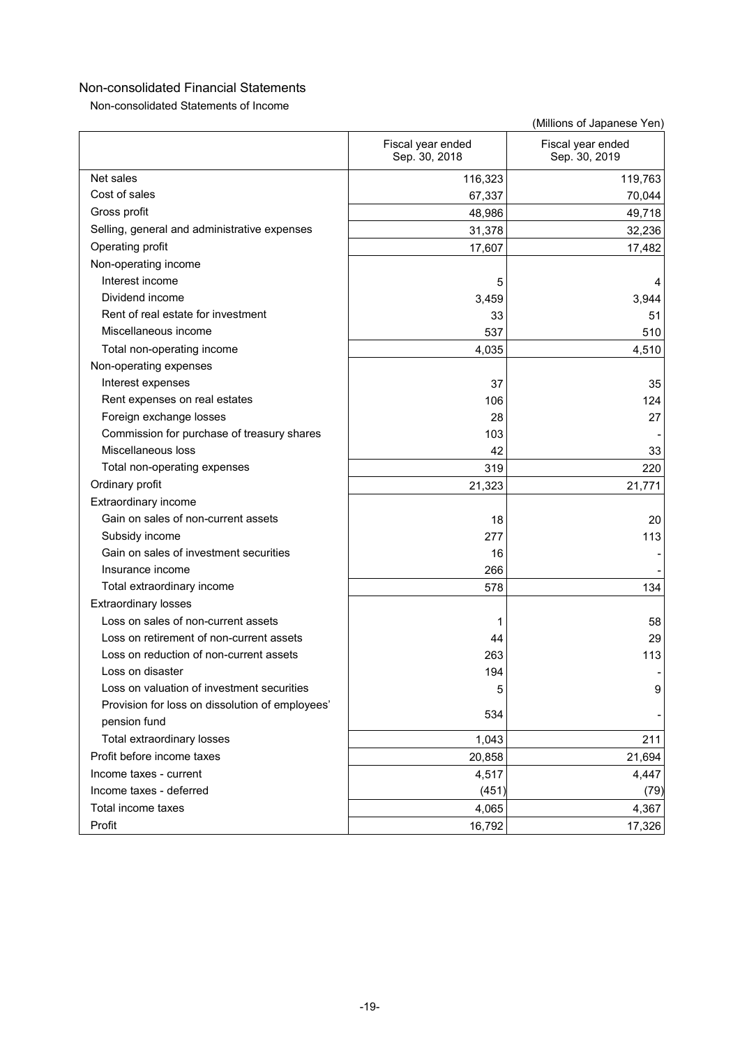## Non-consolidated Financial Statements

Non-consolidated Statements of Income

(Millions of Japanese Yen)

| | Fiscal year ended Sep. 30, 2018 | Fiscal year ended Sep. 30, 2019 |
|---|---|---|
| Net sales | 116,323 | 119,763 |
| Cost of sales | 67,337 | 70,044 |
| Gross profit | 48,986 | 49,718 |
| Selling, general and administrative expenses | 31,378 | 32,236 |
| Operating profit | 17,607 | 17,482 |
| Non-operating income | | |
| Interest income | 5 | 4 |
| Dividend income | 3,459 | 3,944 |
| Rent of real estate for investment | 33 | 51 |
| Miscellaneous income | 537 | 510 |
| Total non-operating income | 4,035 | 4,510 |
| Non-operating expenses | | |
| Interest expenses | 37 | 35 |
| Rent expenses on real estates | 106 | 124 |
| Foreign exchange losses | 28 | 27 |
| Commission for purchase of treasury shares | 103 | - |
| Miscellaneous loss | 42 | 33 |
| Total non-operating expenses | 319 | 220 |
| Ordinary profit | 21,323 | 21,771 |
| Extraordinary income | | |
| Gain on sales of non-current assets | 18 | 20 |
| Subsidy income | 277 | 113 |
| Gain on sales of investment securities | 16 | - |
| Insurance income | 266 | - |
| Total extraordinary income | 578 | 134 |
| Extraordinary losses | | |
| Loss on sales of non-current assets | 1 | 58 |
| Loss on retirement of non-current assets | 44 | 29 |
| Loss on reduction of non-current assets | 263 | 113 |
| Loss on disaster | 194 | - |
| Loss on valuation of investment securities | 5 | 9 |
| Provision for loss on dissolution of employees' pension fund | 534 | - |
| Total extraordinary losses | 1,043 | 211 |
| Profit before income taxes | 20,858 | 21,694 |
| Income taxes - current | 4,517 | 4,447 |
| Income taxes - deferred | (451) | (79) |
| Total income taxes | 4,065 | 4,367 |
| Profit | 16,792 | 17,326 |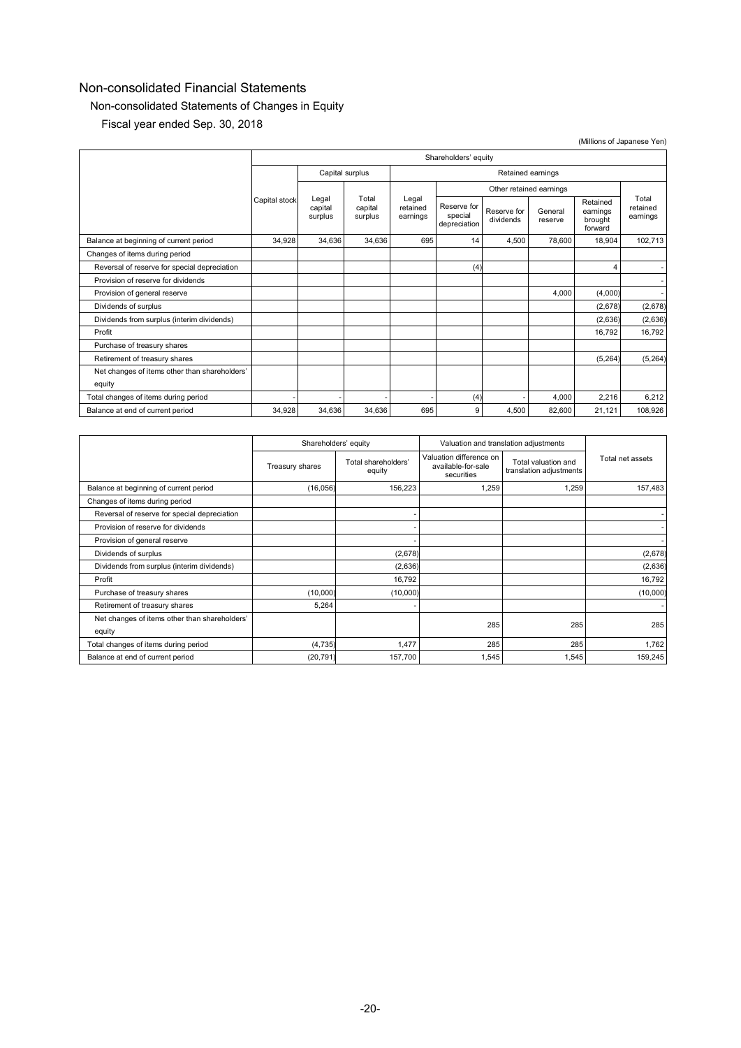# Non-consolidated Financial Statements

## Non-consolidated Statements of Changes in Equity

### Fiscal year ended Sep. 30, 2018

(Millions of Japanese Yen)

| | Shareholders' equity | | | | | | | | |
|---|---|---|---|---|---|---|---|---|---|
| | Capital stock | Capital surplus | | Retained earnings | | | | | |
| | | | | | Other retained earnings | | | | |
| | | Legal capital surplus | Total capital surplus | Legal retained earnings | Reserve for special depreciation | Reserve for dividends | General reserve | Retained earnings brought forward | Total retained earnings |
| Balance at beginning of current period | 34,928 | 34,636 | 34,636 | 695 | 14 | 4,500 | 78,600 | 18,904 | 102,713 |
| Changes of items during period | | | | | | | | | |
| Reversal of reserve for special depreciation | | | | | (4) | | | 4 | - |
| Provision of reserve for dividends | | | | | | | | | - |
| Provision of general reserve | | | | | | | 4,000 | (4,000) | - |
| Dividends of surplus | | | | | | | | (2,678) | (2,678) |
| Dividends from surplus (interim dividends) | | | | | | | | (2,636) | (2,636) |
| Profit | | | | | | | | 16,792 | 16,792 |
| Purchase of treasury shares | | | | | | | | | |
| Retirement of treasury shares | | | | | | | | (5,264) | (5,264) |
| Net changes of items other than shareholders' equity | | | | | | | | | |
| Total changes of items during period | - | - | - | - | (4) | - | 4,000 | 2,216 | 6,212 |
| Balance at end of current period | 34,928 | 34,636 | 34,636 | 695 | 9 | 4,500 | 82,600 | 21,121 | 108,926 |

| | Shareholders' equity | | Valuation and translation adjustments | | Total net assets |
|---|---|---|---|---|---|
| | Treasury shares | Total shareholders' equity | Valuation difference on available-for-sale securities | Total valuation and translation adjustments | |
| Balance at beginning of current period | (16,056) | 156,223 | 1,259 | 1,259 | 157,483 |
| Changes of items during period | | | | | |
| Reversal of reserve for special depreciation | | - | | | - |
| Provision of reserve for dividends | | - | | | - |
| Provision of general reserve | | - | | | - |
| Dividends of surplus | | (2,678) | | | (2,678) |
| Dividends from surplus (interim dividends) | | (2,636) | | | (2,636) |
| Profit | | 16,792 | | | 16,792 |
| Purchase of treasury shares | (10,000) | (10,000) | | | (10,000) |
| Retirement of treasury shares | 5,264 | - | | | - |
| Net changes of items other than shareholders' equity | | | 285 | 285 | 285 |
| Total changes of items during period | (4,735) | 1,477 | 285 | 285 | 1,762 |
| Balance at end of current period | (20,791) | 157,700 | 1,545 | 1,545 | 159,245 |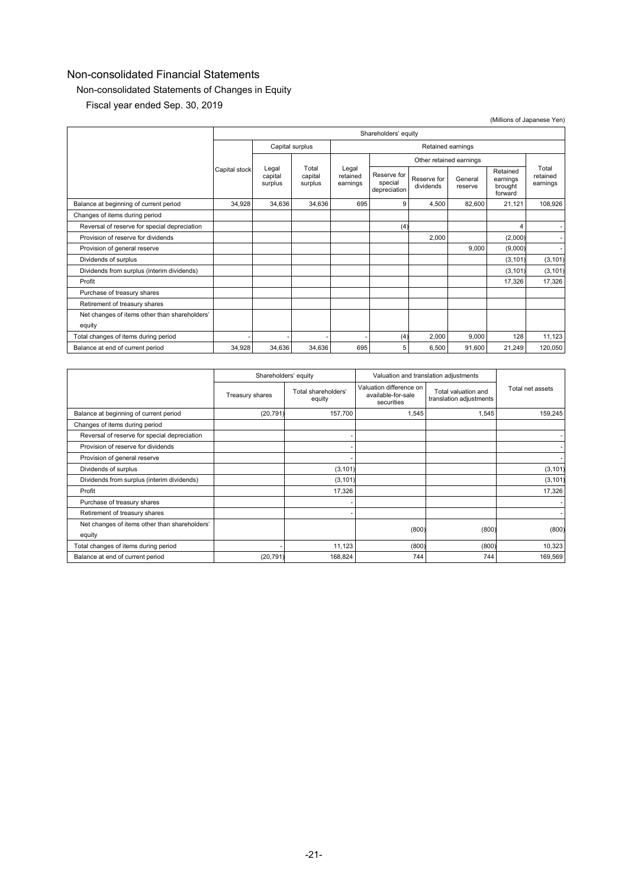# Non-consolidated Financial Statements

## Non-consolidated Statements of Changes in Equity

### Fiscal year ended Sep. 30, 2019

(Millions of Japanese Yen)

| | Shareholders' equity | | | | | | | | |
|---|---|---|---|---|---|---|---|---|---|
| | | Capital surplus | | Retained earnings | | | | | |
| | | | | | Other retained earnings | | | | |
| | Capital stock | Legal capital surplus | Total capital surplus | Legal retained earnings | Reserve for special depreciation | Reserve for dividends | General reserve | Retained earnings brought forward | Total retained earnings |
| Balance at beginning of current period | 34,928 | 34,636 | 34,636 | 695 | 9 | 4,500 | 82,600 | 21,121 | 108,926 |
| Changes of items during period | | | | | | | | | |
| Reversal of reserve for special depreciation | | | | | (4) | | | 4 | - |
| Provision of reserve for dividends | | | | | | 2,000 | | (2,000) | - |
| Provision of general reserve | | | | | | | 9,000 | (9,000) | - |
| Dividends of surplus | | | | | | | | (3,101) | (3,101) |
| Dividends from surplus (interim dividends) | | | | | | | | (3,101) | (3,101) |
| Profit | | | | | | | | 17,326 | 17,326 |
| Purchase of treasury shares | | | | | | | | | |
| Retirement of treasury shares | | | | | | | | | |
| Net changes of items other than shareholders' equity | | | | | | | | | |
| Total changes of items during period | - | - | - | - | (4) | 2,000 | 9,000 | 128 | 11,123 |
| Balance at end of current period | 34,928 | 34,636 | 34,636 | 695 | 5 | 6,500 | 91,600 | 21,249 | 120,050 |

| | Shareholders' equity | | Valuation and translation adjustments | | Total net assets |
|---|---|---|---|---|---|
| | Treasury shares | Total shareholders' equity | Valuation difference on available-for-sale securities | Total valuation and translation adjustments | |
| Balance at beginning of current period | (20,791) | 157,700 | 1,545 | 1,545 | 159,245 |
| Changes of items during period | | | | | |
| Reversal of reserve for special depreciation | | - | | | - |
| Provision of reserve for dividends | | - | | | - |
| Provision of general reserve | | - | | | - |
| Dividends of surplus | | (3,101) | | | (3,101) |
| Dividends from surplus (interim dividends) | | (3,101) | | | (3,101) |
| Profit | | 17,326 | | | 17,326 |
| Purchase of treasury shares | | - | | | - |
| Retirement of treasury shares | | - | | | - |
| Net changes of items other than shareholders' equity | | | (800) | (800) | (800) |
| Total changes of items during period | - | 11,123 | (800) | (800) | 10,323 |
| Balance at end of current period | (20,791) | 168,824 | 744 | 744 | 169,569 |